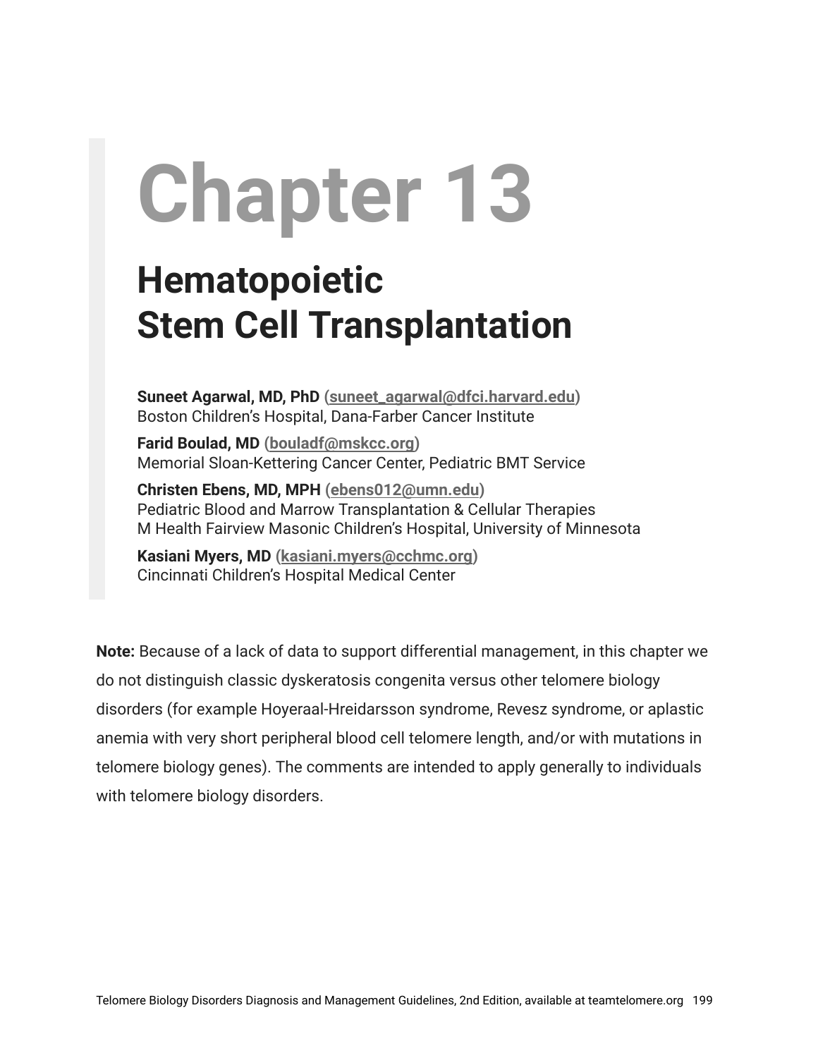# Chapter 13

## Hematopoietic Stem Cell Transplantation

**Suneet Agarwal, MD, PhD** (suneet_agarwal@dfci.harvard.edu)
Boston Children's Hospital, Dana-Farber Cancer Institute

**Farid Boulad, MD** (bouladf@mskcc.org)
Memorial Sloan-Kettering Cancer Center, Pediatric BMT Service

**Christen Ebens, MD, MPH** (ebens012@umn.edu)
Pediatric Blood and Marrow Transplantation & Cellular Therapies
M Health Fairview Masonic Children's Hospital, University of Minnesota

**Kasiani Myers, MD** (kasiani.myers@cchmc.org)
Cincinnati Children's Hospital Medical Center

**Note:** Because of a lack of data to support differential management, in this chapter we do not distinguish classic dyskeratosis congenita versus other telomere biology disorders (for example Hoyeraal-Hreidarsson syndrome, Revesz syndrome, or aplastic anemia with very short peripheral blood cell telomere length, and/or with mutations in telomere biology genes). The comments are intended to apply generally to individuals with telomere biology disorders.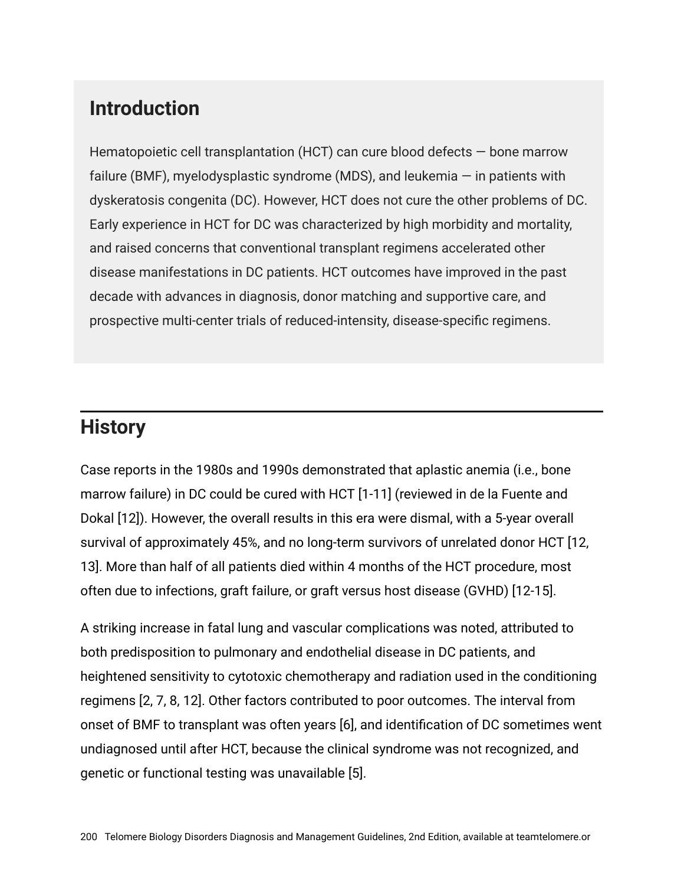## Introduction

Hematopoietic cell transplantation (HCT) can cure blood defects — bone marrow failure (BMF), myelodysplastic syndrome (MDS), and leukemia — in patients with dyskeratosis congenita (DC). However, HCT does not cure the other problems of DC. Early experience in HCT for DC was characterized by high morbidity and mortality, and raised concerns that conventional transplant regimens accelerated other disease manifestations in DC patients. HCT outcomes have improved in the past decade with advances in diagnosis, donor matching and supportive care, and prospective multi-center trials of reduced-intensity, disease-specific regimens.

## History

Case reports in the 1980s and 1990s demonstrated that aplastic anemia (i.e., bone marrow failure) in DC could be cured with HCT [1-11] (reviewed in de la Fuente and Dokal [12]). However, the overall results in this era were dismal, with a 5-year overall survival of approximately 45%, and no long-term survivors of unrelated donor HCT [12, 13]. More than half of all patients died within 4 months of the HCT procedure, most often due to infections, graft failure, or graft versus host disease (GVHD) [12-15].

A striking increase in fatal lung and vascular complications was noted, attributed to both predisposition to pulmonary and endothelial disease in DC patients, and heightened sensitivity to cytotoxic chemotherapy and radiation used in the conditioning regimens [2, 7, 8, 12]. Other factors contributed to poor outcomes. The interval from onset of BMF to transplant was often years [6], and identification of DC sometimes went undiagnosed until after HCT, because the clinical syndrome was not recognized, and genetic or functional testing was unavailable [5].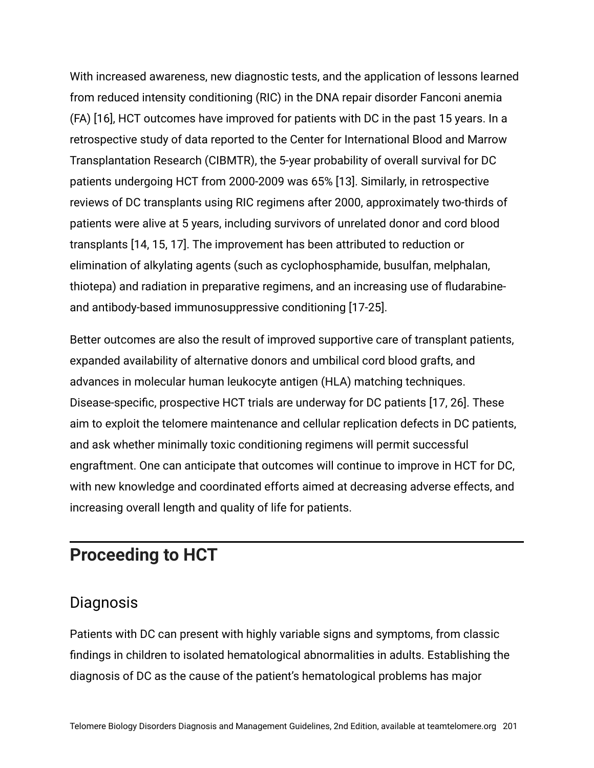With increased awareness, new diagnostic tests, and the application of lessons learned from reduced intensity conditioning (RIC) in the DNA repair disorder Fanconi anemia (FA) [16], HCT outcomes have improved for patients with DC in the past 15 years. In a retrospective study of data reported to the Center for International Blood and Marrow Transplantation Research (CIBMTR), the 5-year probability of overall survival for DC patients undergoing HCT from 2000-2009 was 65% [13]. Similarly, in retrospective reviews of DC transplants using RIC regimens after 2000, approximately two-thirds of patients were alive at 5 years, including survivors of unrelated donor and cord blood transplants [14, 15, 17]. The improvement has been attributed to reduction or elimination of alkylating agents (such as cyclophosphamide, busulfan, melphalan, thiotepa) and radiation in preparative regimens, and an increasing use of fludarabine- and antibody-based immunosuppressive conditioning [17-25].

Better outcomes are also the result of improved supportive care of transplant patients, expanded availability of alternative donors and umbilical cord blood grafts, and advances in molecular human leukocyte antigen (HLA) matching techniques. Disease-specific, prospective HCT trials are underway for DC patients [17, 26]. These aim to exploit the telomere maintenance and cellular replication defects in DC patients, and ask whether minimally toxic conditioning regimens will permit successful engraftment. One can anticipate that outcomes will continue to improve in HCT for DC, with new knowledge and coordinated efforts aimed at decreasing adverse effects, and increasing overall length and quality of life for patients.

## Proceeding to HCT

### Diagnosis

Patients with DC can present with highly variable signs and symptoms, from classic findings in children to isolated hematological abnormalities in adults. Establishing the diagnosis of DC as the cause of the patient's hematological problems has major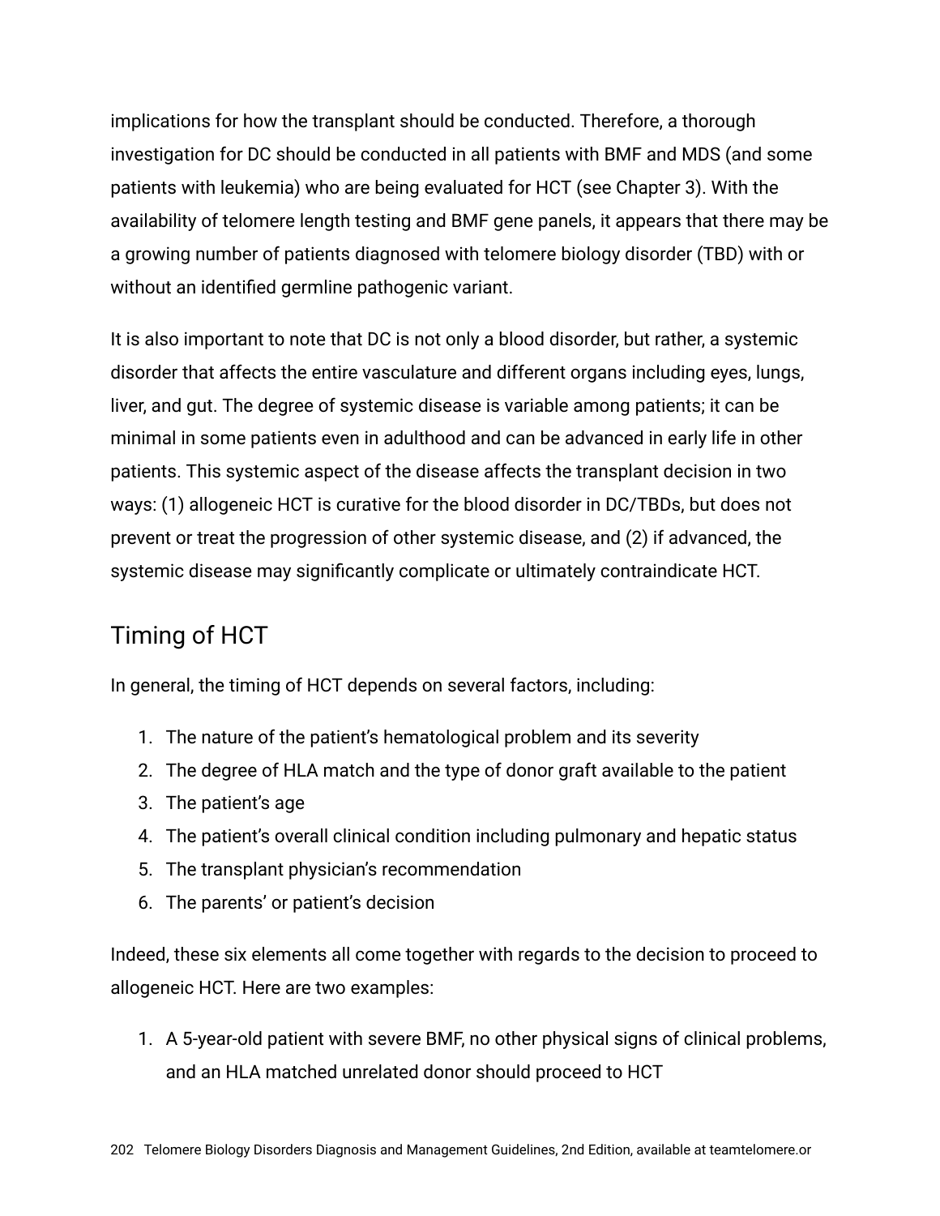implications for how the transplant should be conducted. Therefore, a thorough investigation for DC should be conducted in all patients with BMF and MDS (and some patients with leukemia) who are being evaluated for HCT (see Chapter 3). With the availability of telomere length testing and BMF gene panels, it appears that there may be a growing number of patients diagnosed with telomere biology disorder (TBD) with or without an identified germline pathogenic variant.

It is also important to note that DC is not only a blood disorder, but rather, a systemic disorder that affects the entire vasculature and different organs including eyes, lungs, liver, and gut. The degree of systemic disease is variable among patients; it can be minimal in some patients even in adulthood and can be advanced in early life in other patients. This systemic aspect of the disease affects the transplant decision in two ways: (1) allogeneic HCT is curative for the blood disorder in DC/TBDs, but does not prevent or treat the progression of other systemic disease, and (2) if advanced, the systemic disease may significantly complicate or ultimately contraindicate HCT.

## Timing of HCT

In general, the timing of HCT depends on several factors, including:

1. The nature of the patient's hematological problem and its severity
2. The degree of HLA match and the type of donor graft available to the patient
3. The patient's age
4. The patient's overall clinical condition including pulmonary and hepatic status
5. The transplant physician's recommendation
6. The parents' or patient's decision

Indeed, these six elements all come together with regards to the decision to proceed to allogeneic HCT. Here are two examples:

1. A 5-year-old patient with severe BMF, no other physical signs of clinical problems, and an HLA matched unrelated donor should proceed to HCT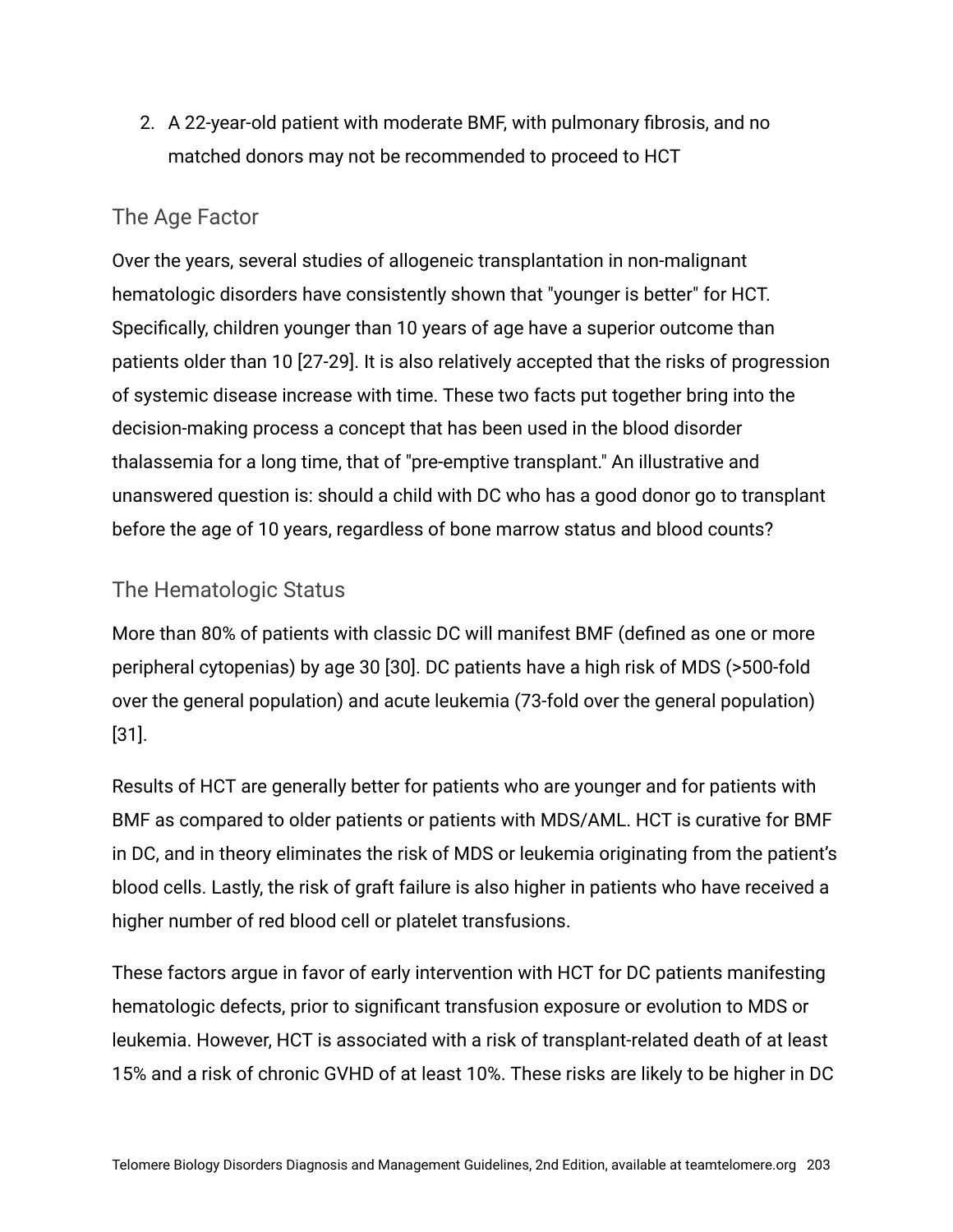2. A 22-year-old patient with moderate BMF, with pulmonary fibrosis, and no matched donors may not be recommended to proceed to HCT

## The Age Factor

Over the years, several studies of allogeneic transplantation in non-malignant hematologic disorders have consistently shown that "younger is better" for HCT. Specifically, children younger than 10 years of age have a superior outcome than patients older than 10 [27-29]. It is also relatively accepted that the risks of progression of systemic disease increase with time. These two facts put together bring into the decision-making process a concept that has been used in the blood disorder thalassemia for a long time, that of "pre-emptive transplant." An illustrative and unanswered question is: should a child with DC who has a good donor go to transplant before the age of 10 years, regardless of bone marrow status and blood counts?

## The Hematologic Status

More than 80% of patients with classic DC will manifest BMF (defined as one or more peripheral cytopenias) by age 30 [30]. DC patients have a high risk of MDS (>500-fold over the general population) and acute leukemia (73-fold over the general population) [31].

Results of HCT are generally better for patients who are younger and for patients with BMF as compared to older patients or patients with MDS/AML. HCT is curative for BMF in DC, and in theory eliminates the risk of MDS or leukemia originating from the patient's blood cells. Lastly, the risk of graft failure is also higher in patients who have received a higher number of red blood cell or platelet transfusions.

These factors argue in favor of early intervention with HCT for DC patients manifesting hematologic defects, prior to significant transfusion exposure or evolution to MDS or leukemia. However, HCT is associated with a risk of transplant-related death of at least 15% and a risk of chronic GVHD of at least 10%. These risks are likely to be higher in DC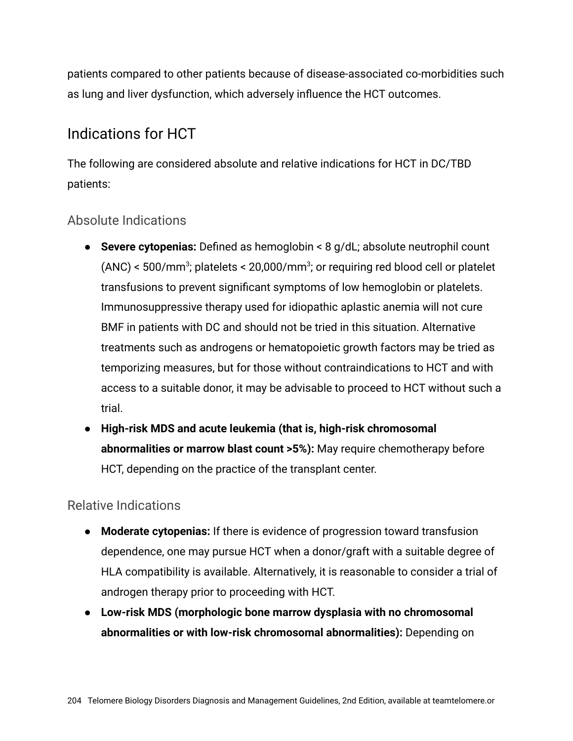patients compared to other patients because of disease-associated co-morbidities such as lung and liver dysfunction, which adversely influence the HCT outcomes.

## Indications for HCT

The following are considered absolute and relative indications for HCT in DC/TBD patients:

### Absolute Indications

- **Severe cytopenias:** Defined as hemoglobin < 8 g/dL; absolute neutrophil count (ANC) < 500/$mm^3$; platelets < 20,000/$mm^3$; or requiring red blood cell or platelet transfusions to prevent significant symptoms of low hemoglobin or platelets. Immunosuppressive therapy used for idiopathic aplastic anemia will not cure BMF in patients with DC and should not be tried in this situation. Alternative treatments such as androgens or hematopoietic growth factors may be tried as temporizing measures, but for those without contraindications to HCT and with access to a suitable donor, it may be advisable to proceed to HCT without such a trial.
- **High-risk MDS and acute leukemia (that is, high-risk chromosomal abnormalities or marrow blast count >5%):** May require chemotherapy before HCT, depending on the practice of the transplant center.

### Relative Indications

- **Moderate cytopenias:** If there is evidence of progression toward transfusion dependence, one may pursue HCT when a donor/graft with a suitable degree of HLA compatibility is available. Alternatively, it is reasonable to consider a trial of androgen therapy prior to proceeding with HCT.
- **Low-risk MDS (morphologic bone marrow dysplasia with no chromosomal abnormalities or with low-risk chromosomal abnormalities):** Depending on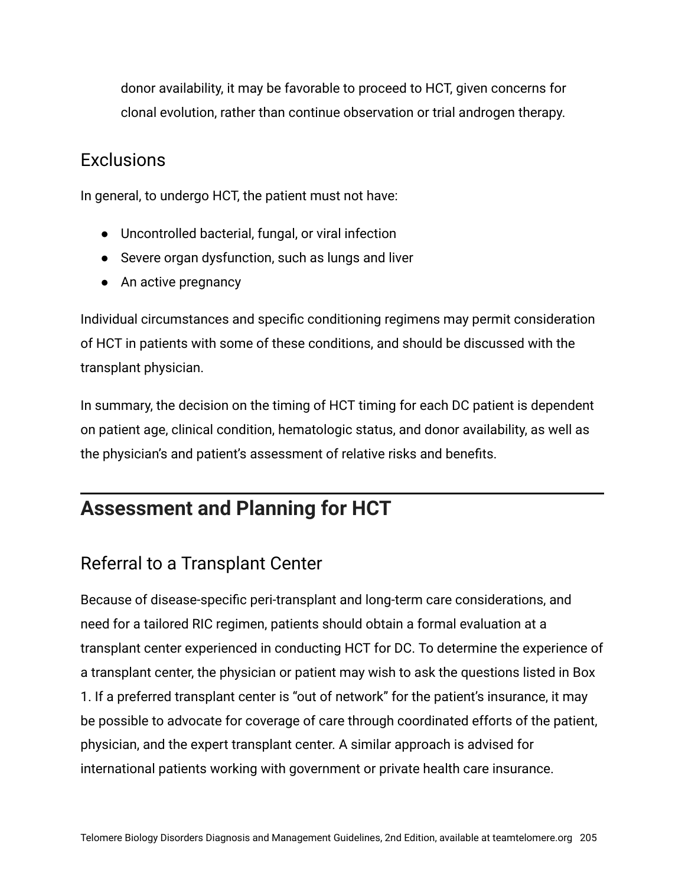donor availability, it may be favorable to proceed to HCT, given concerns for clonal evolution, rather than continue observation or trial androgen therapy.

### Exclusions

In general, to undergo HCT, the patient must not have:

- Uncontrolled bacterial, fungal, or viral infection
- Severe organ dysfunction, such as lungs and liver
- An active pregnancy

Individual circumstances and specific conditioning regimens may permit consideration of HCT in patients with some of these conditions, and should be discussed with the transplant physician.

In summary, the decision on the timing of HCT timing for each DC patient is dependent on patient age, clinical condition, hematologic status, and donor availability, as well as the physician's and patient's assessment of relative risks and benefits.

## Assessment and Planning for HCT

### Referral to a Transplant Center

Because of disease-specific peri-transplant and long-term care considerations, and need for a tailored RIC regimen, patients should obtain a formal evaluation at a transplant center experienced in conducting HCT for DC. To determine the experience of a transplant center, the physician or patient may wish to ask the questions listed in Box 1. If a preferred transplant center is "out of network" for the patient's insurance, it may be possible to advocate for coverage of care through coordinated efforts of the patient, physician, and the expert transplant center. A similar approach is advised for international patients working with government or private health care insurance.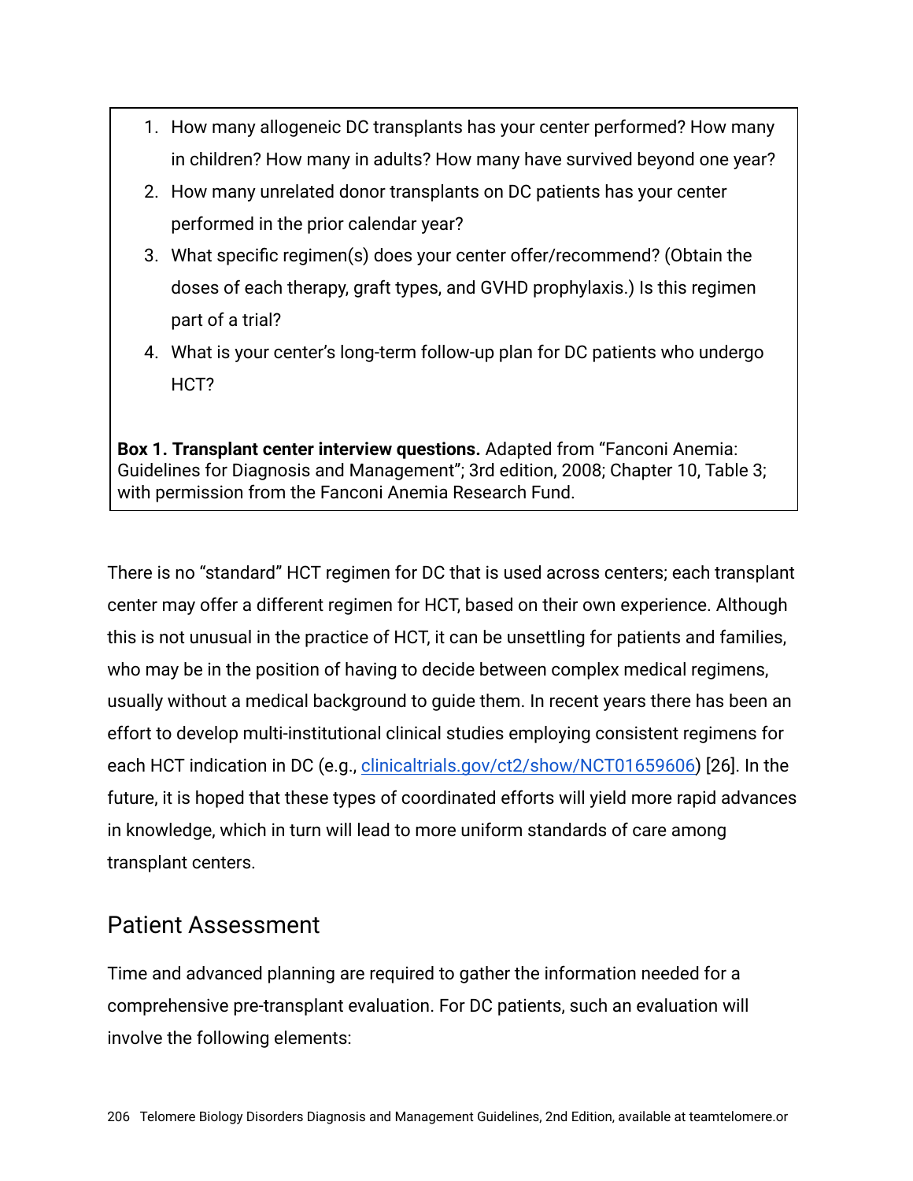1. How many allogeneic DC transplants has your center performed? How many in children? How many in adults? How many have survived beyond one year?
2. How many unrelated donor transplants on DC patients has your center performed in the prior calendar year?
3. What specific regimen(s) does your center offer/recommend? (Obtain the doses of each therapy, graft types, and GVHD prophylaxis.) Is this regimen part of a trial?
4. What is your center's long-term follow-up plan for DC patients who undergo HCT?

**Box 1. Transplant center interview questions.** Adapted from "Fanconi Anemia: Guidelines for Diagnosis and Management"; 3rd edition, 2008; Chapter 10, Table 3; with permission from the Fanconi Anemia Research Fund.

There is no "standard" HCT regimen for DC that is used across centers; each transplant center may offer a different regimen for HCT, based on their own experience. Although this is not unusual in the practice of HCT, it can be unsettling for patients and families, who may be in the position of having to decide between complex medical regimens, usually without a medical background to guide them. In recent years there has been an effort to develop multi-institutional clinical studies employing consistent regimens for each HCT indication in DC (e.g., clinicaltrials.gov/ct2/show/NCT01659606) [26]. In the future, it is hoped that these types of coordinated efforts will yield more rapid advances in knowledge, which in turn will lead to more uniform standards of care among transplant centers.

## Patient Assessment

Time and advanced planning are required to gather the information needed for a comprehensive pre-transplant evaluation. For DC patients, such an evaluation will involve the following elements: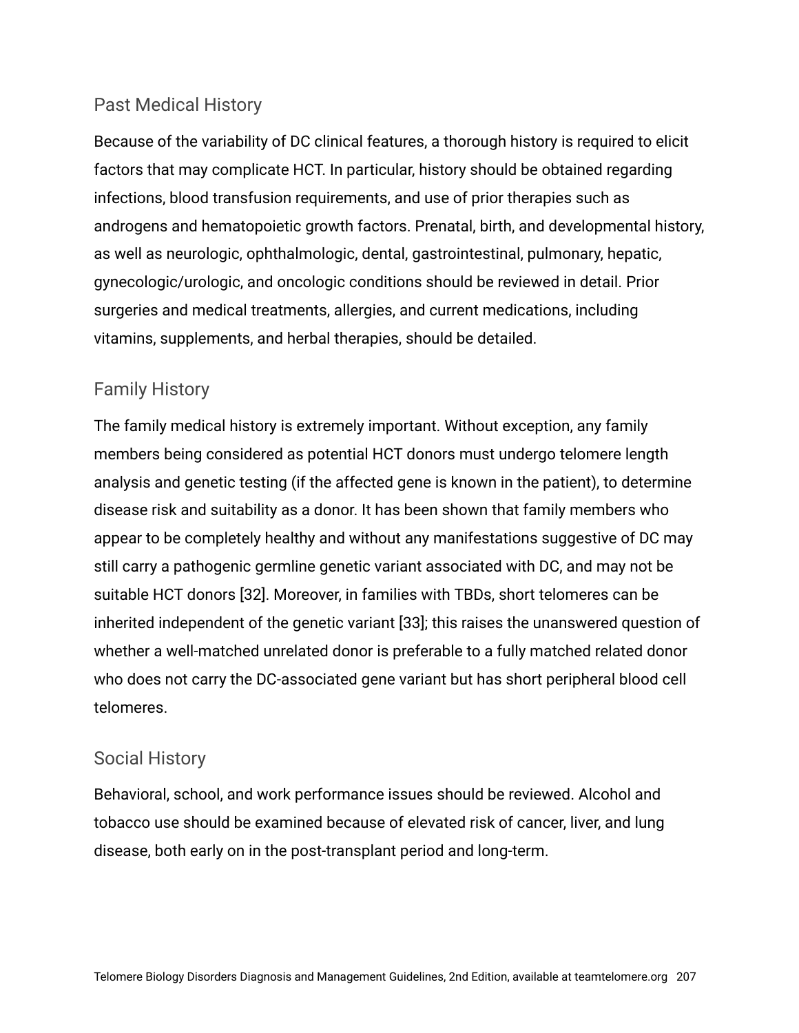## Past Medical History

Because of the variability of DC clinical features, a thorough history is required to elicit factors that may complicate HCT. In particular, history should be obtained regarding infections, blood transfusion requirements, and use of prior therapies such as androgens and hematopoietic growth factors. Prenatal, birth, and developmental history, as well as neurologic, ophthalmologic, dental, gastrointestinal, pulmonary, hepatic, gynecologic/urologic, and oncologic conditions should be reviewed in detail. Prior surgeries and medical treatments, allergies, and current medications, including vitamins, supplements, and herbal therapies, should be detailed.

## Family History

The family medical history is extremely important. Without exception, any family members being considered as potential HCT donors must undergo telomere length analysis and genetic testing (if the affected gene is known in the patient), to determine disease risk and suitability as a donor. It has been shown that family members who appear to be completely healthy and without any manifestations suggestive of DC may still carry a pathogenic germline genetic variant associated with DC, and may not be suitable HCT donors [32]. Moreover, in families with TBDs, short telomeres can be inherited independent of the genetic variant [33]; this raises the unanswered question of whether a well-matched unrelated donor is preferable to a fully matched related donor who does not carry the DC-associated gene variant but has short peripheral blood cell telomeres.

## Social History

Behavioral, school, and work performance issues should be reviewed. Alcohol and tobacco use should be examined because of elevated risk of cancer, liver, and lung disease, both early on in the post-transplant period and long-term.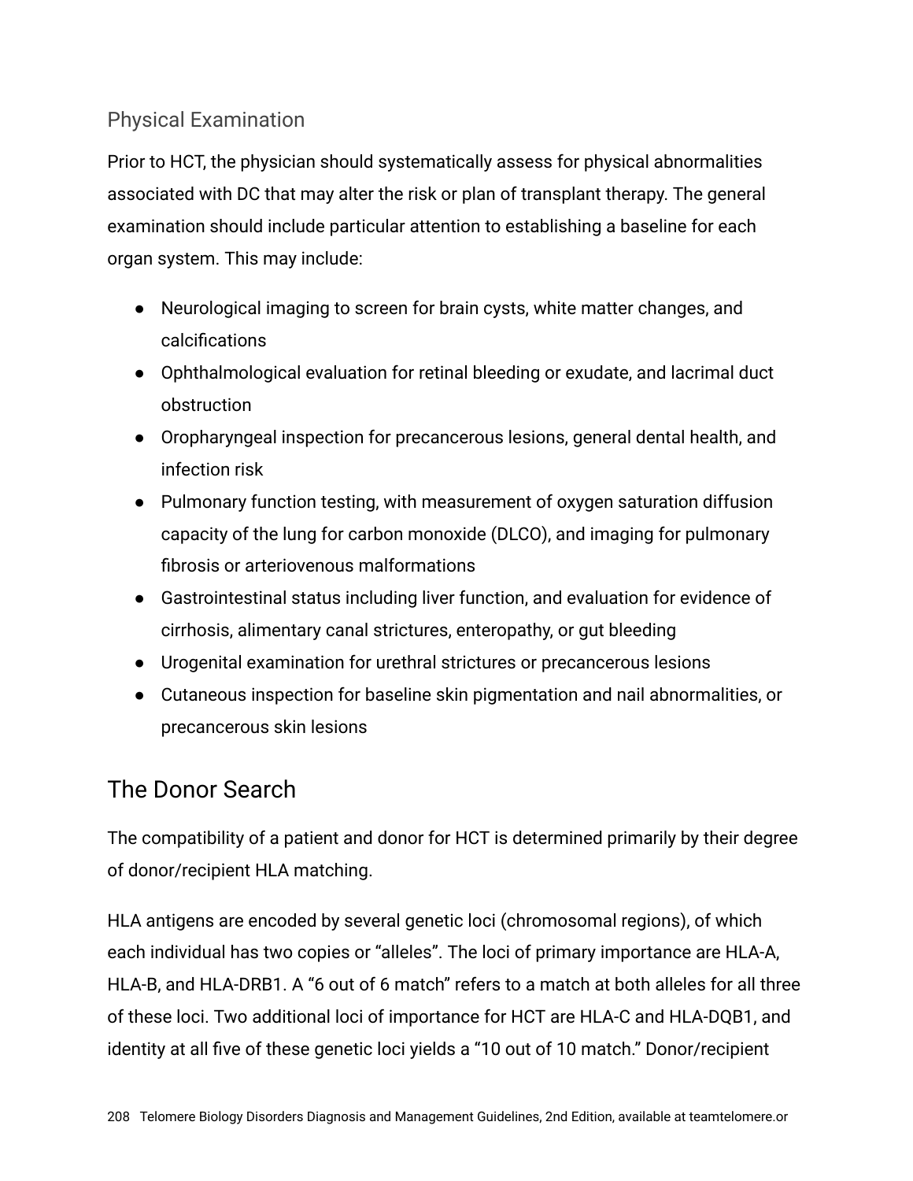### Physical Examination

Prior to HCT, the physician should systematically assess for physical abnormalities associated with DC that may alter the risk or plan of transplant therapy. The general examination should include particular attention to establishing a baseline for each organ system. This may include:

- Neurological imaging to screen for brain cysts, white matter changes, and calcifications
- Ophthalmological evaluation for retinal bleeding or exudate, and lacrimal duct obstruction
- Oropharyngeal inspection for precancerous lesions, general dental health, and infection risk
- Pulmonary function testing, with measurement of oxygen saturation diffusion capacity of the lung for carbon monoxide (DLCO), and imaging for pulmonary fibrosis or arteriovenous malformations
- Gastrointestinal status including liver function, and evaluation for evidence of cirrhosis, alimentary canal strictures, enteropathy, or gut bleeding
- Urogenital examination for urethral strictures or precancerous lesions
- Cutaneous inspection for baseline skin pigmentation and nail abnormalities, or precancerous skin lesions

## The Donor Search

The compatibility of a patient and donor for HCT is determined primarily by their degree of donor/recipient HLA matching.

HLA antigens are encoded by several genetic loci (chromosomal regions), of which each individual has two copies or “alleles”. The loci of primary importance are HLA-A, HLA-B, and HLA-DRB1. A “6 out of 6 match” refers to a match at both alleles for all three of these loci. Two additional loci of importance for HCT are HLA-C and HLA-DQB1, and identity at all five of these genetic loci yields a “10 out of 10 match.” Donor/recipient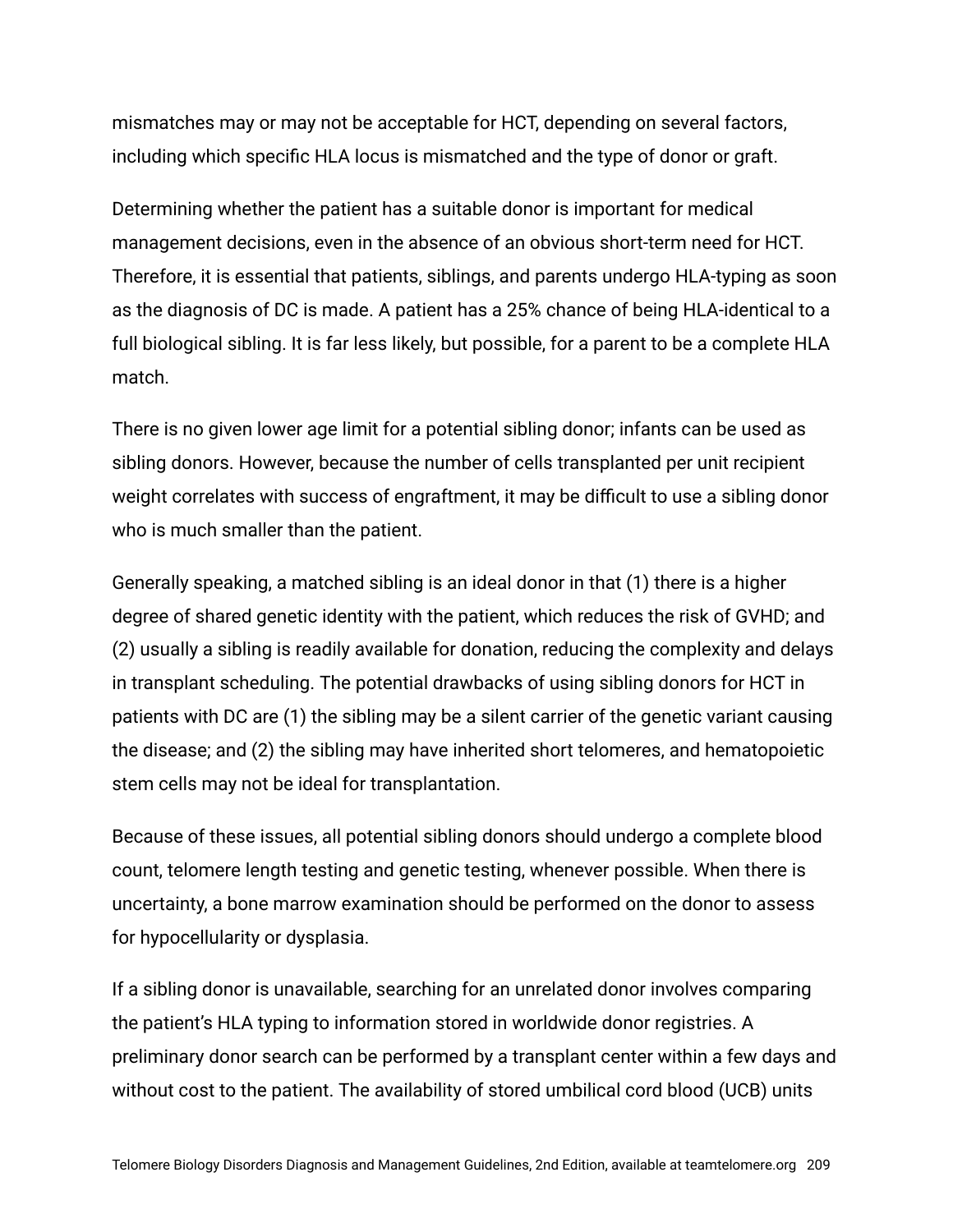mismatches may or may not be acceptable for HCT, depending on several factors, including which specific HLA locus is mismatched and the type of donor or graft.

Determining whether the patient has a suitable donor is important for medical management decisions, even in the absence of an obvious short-term need for HCT. Therefore, it is essential that patients, siblings, and parents undergo HLA-typing as soon as the diagnosis of DC is made. A patient has a 25% chance of being HLA-identical to a full biological sibling. It is far less likely, but possible, for a parent to be a complete HLA match.

There is no given lower age limit for a potential sibling donor; infants can be used as sibling donors. However, because the number of cells transplanted per unit recipient weight correlates with success of engraftment, it may be difficult to use a sibling donor who is much smaller than the patient.

Generally speaking, a matched sibling is an ideal donor in that (1) there is a higher degree of shared genetic identity with the patient, which reduces the risk of GVHD; and (2) usually a sibling is readily available for donation, reducing the complexity and delays in transplant scheduling. The potential drawbacks of using sibling donors for HCT in patients with DC are (1) the sibling may be a silent carrier of the genetic variant causing the disease; and (2) the sibling may have inherited short telomeres, and hematopoietic stem cells may not be ideal for transplantation.

Because of these issues, all potential sibling donors should undergo a complete blood count, telomere length testing and genetic testing, whenever possible. When there is uncertainty, a bone marrow examination should be performed on the donor to assess for hypocellularity or dysplasia.

If a sibling donor is unavailable, searching for an unrelated donor involves comparing the patient's HLA typing to information stored in worldwide donor registries. A preliminary donor search can be performed by a transplant center within a few days and without cost to the patient. The availability of stored umbilical cord blood (UCB) units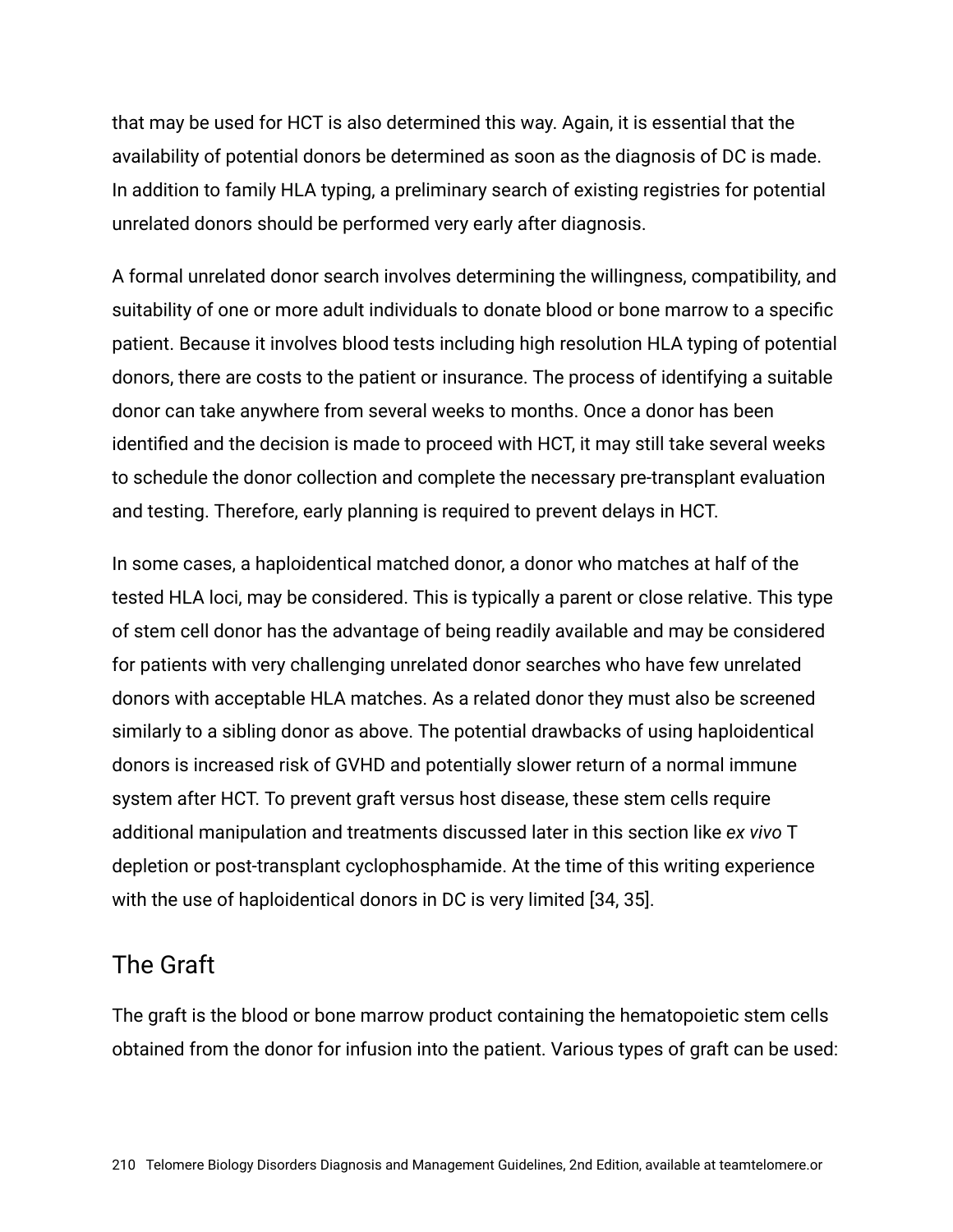that may be used for HCT is also determined this way. Again, it is essential that the availability of potential donors be determined as soon as the diagnosis of DC is made. In addition to family HLA typing, a preliminary search of existing registries for potential unrelated donors should be performed very early after diagnosis.

A formal unrelated donor search involves determining the willingness, compatibility, and suitability of one or more adult individuals to donate blood or bone marrow to a specific patient. Because it involves blood tests including high resolution HLA typing of potential donors, there are costs to the patient or insurance. The process of identifying a suitable donor can take anywhere from several weeks to months. Once a donor has been identified and the decision is made to proceed with HCT, it may still take several weeks to schedule the donor collection and complete the necessary pre-transplant evaluation and testing. Therefore, early planning is required to prevent delays in HCT.

In some cases, a haploidentical matched donor, a donor who matches at half of the tested HLA loci, may be considered. This is typically a parent or close relative. This type of stem cell donor has the advantage of being readily available and may be considered for patients with very challenging unrelated donor searches who have few unrelated donors with acceptable HLA matches. As a related donor they must also be screened similarly to a sibling donor as above. The potential drawbacks of using haploidentical donors is increased risk of GVHD and potentially slower return of a normal immune system after HCT. To prevent graft versus host disease, these stem cells require additional manipulation and treatments discussed later in this section like *ex vivo* T depletion or post-transplant cyclophosphamide. At the time of this writing experience with the use of haploidentical donors in DC is very limited [34, 35].

## The Graft

The graft is the blood or bone marrow product containing the hematopoietic stem cells obtained from the donor for infusion into the patient. Various types of graft can be used: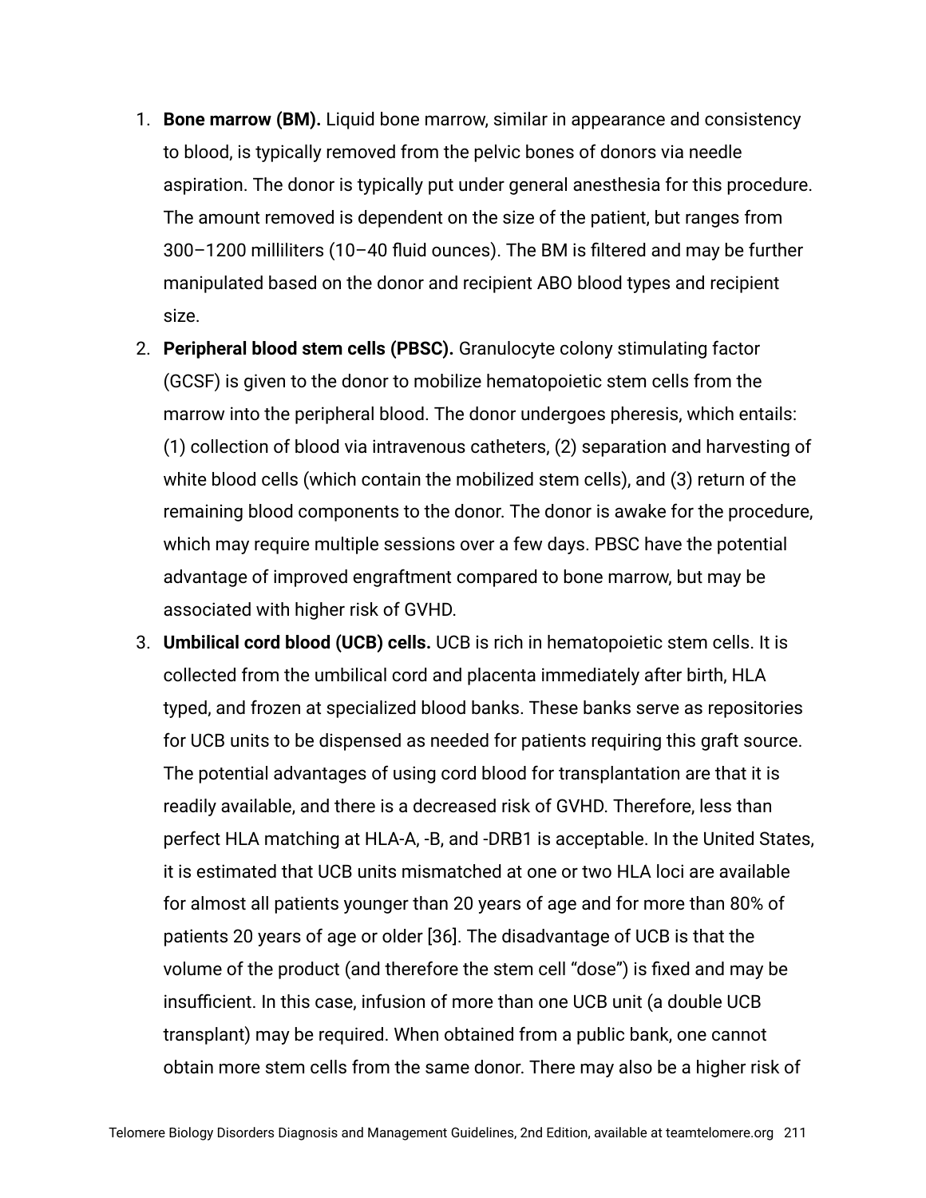1. **Bone marrow (BM).** Liquid bone marrow, similar in appearance and consistency to blood, is typically removed from the pelvic bones of donors via needle aspiration. The donor is typically put under general anesthesia for this procedure. The amount removed is dependent on the size of the patient, but ranges from 300–1200 milliliters (10–40 fluid ounces). The BM is filtered and may be further manipulated based on the donor and recipient ABO blood types and recipient size.
2. **Peripheral blood stem cells (PBSC).** Granulocyte colony stimulating factor (GCSF) is given to the donor to mobilize hematopoietic stem cells from the marrow into the peripheral blood. The donor undergoes pheresis, which entails: (1) collection of blood via intravenous catheters, (2) separation and harvesting of white blood cells (which contain the mobilized stem cells), and (3) return of the remaining blood components to the donor. The donor is awake for the procedure, which may require multiple sessions over a few days. PBSC have the potential advantage of improved engraftment compared to bone marrow, but may be associated with higher risk of GVHD.
3. **Umbilical cord blood (UCB) cells.** UCB is rich in hematopoietic stem cells. It is collected from the umbilical cord and placenta immediately after birth, HLA typed, and frozen at specialized blood banks. These banks serve as repositories for UCB units to be dispensed as needed for patients requiring this graft source. The potential advantages of using cord blood for transplantation are that it is readily available, and there is a decreased risk of GVHD. Therefore, less than perfect HLA matching at HLA-A, -B, and -DRB1 is acceptable. In the United States, it is estimated that UCB units mismatched at one or two HLA loci are available for almost all patients younger than 20 years of age and for more than 80% of patients 20 years of age or older [36]. The disadvantage of UCB is that the volume of the product (and therefore the stem cell "dose") is fixed and may be insufficient. In this case, infusion of more than one UCB unit (a double UCB transplant) may be required. When obtained from a public bank, one cannot obtain more stem cells from the same donor. There may also be a higher risk of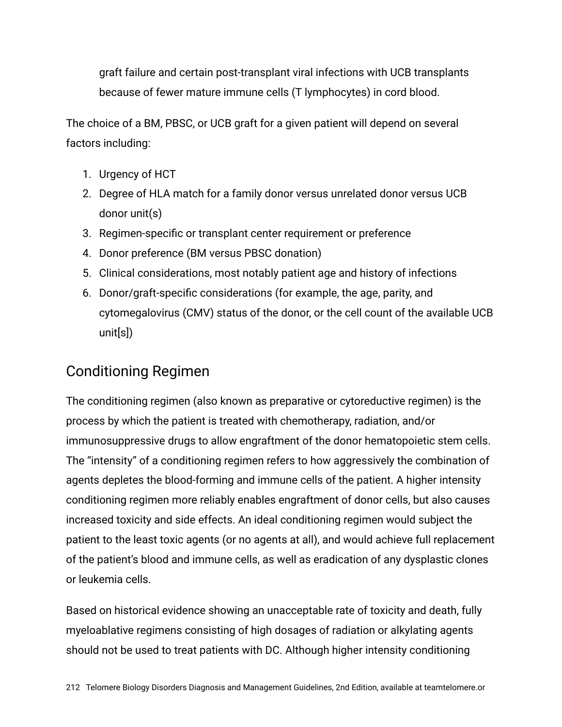graft failure and certain post-transplant viral infections with UCB transplants because of fewer mature immune cells (T lymphocytes) in cord blood.

The choice of a BM, PBSC, or UCB graft for a given patient will depend on several factors including:

1. Urgency of HCT
2. Degree of HLA match for a family donor versus unrelated donor versus UCB donor unit(s)
3. Regimen-specific or transplant center requirement or preference
4. Donor preference (BM versus PBSC donation)
5. Clinical considerations, most notably patient age and history of infections
6. Donor/graft-specific considerations (for example, the age, parity, and cytomegalovirus (CMV) status of the donor, or the cell count of the available UCB unit[s])

## Conditioning Regimen

The conditioning regimen (also known as preparative or cytoreductive regimen) is the process by which the patient is treated with chemotherapy, radiation, and/or immunosuppressive drugs to allow engraftment of the donor hematopoietic stem cells. The "intensity" of a conditioning regimen refers to how aggressively the combination of agents depletes the blood-forming and immune cells of the patient. A higher intensity conditioning regimen more reliably enables engraftment of donor cells, but also causes increased toxicity and side effects. An ideal conditioning regimen would subject the patient to the least toxic agents (or no agents at all), and would achieve full replacement of the patient's blood and immune cells, as well as eradication of any dysplastic clones or leukemia cells.

Based on historical evidence showing an unacceptable rate of toxicity and death, fully myeloablative regimens consisting of high dosages of radiation or alkylating agents should not be used to treat patients with DC. Although higher intensity conditioning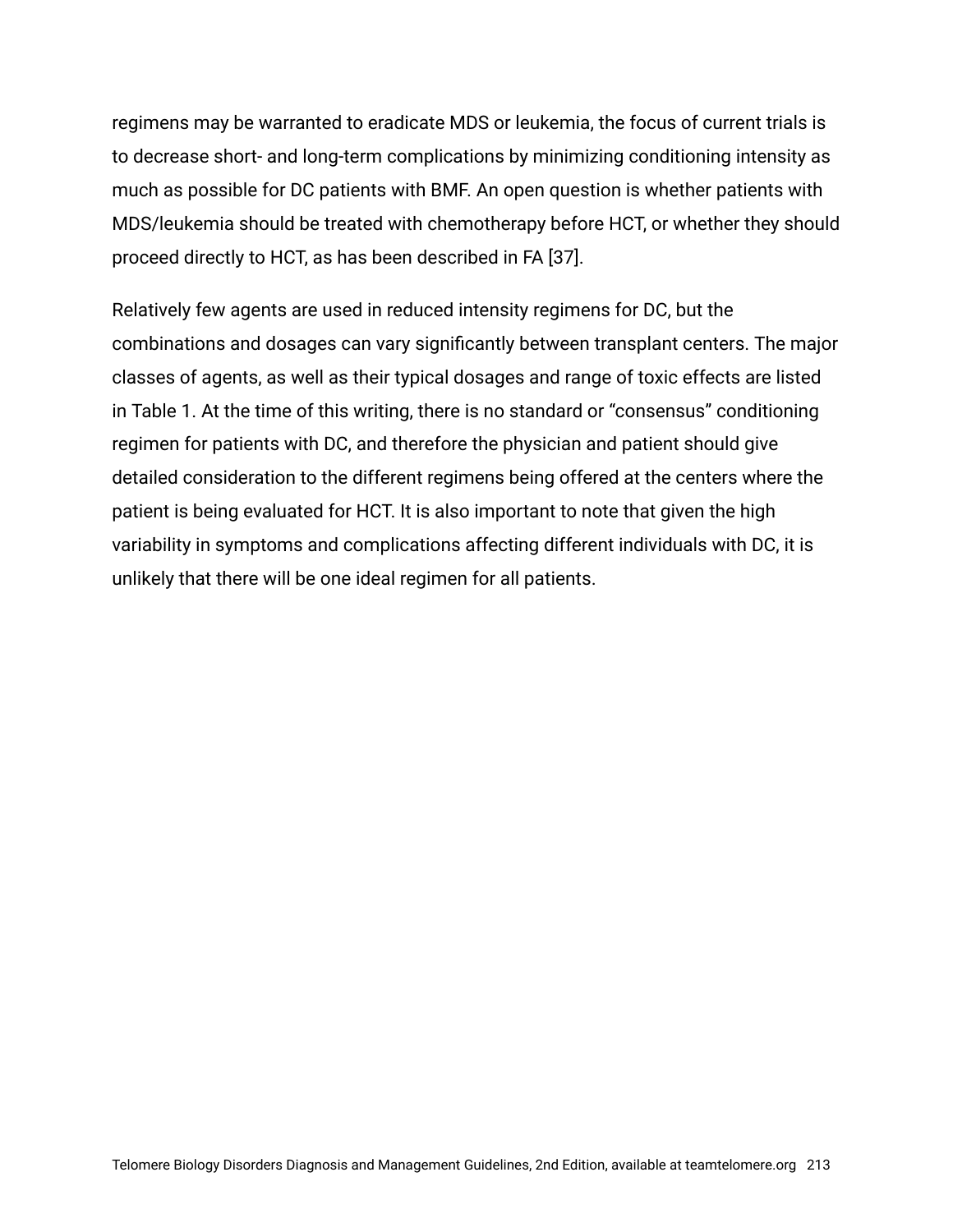regimens may be warranted to eradicate MDS or leukemia, the focus of current trials is to decrease short- and long-term complications by minimizing conditioning intensity as much as possible for DC patients with BMF. An open question is whether patients with MDS/leukemia should be treated with chemotherapy before HCT, or whether they should proceed directly to HCT, as has been described in FA [37].

Relatively few agents are used in reduced intensity regimens for DC, but the combinations and dosages can vary significantly between transplant centers. The major classes of agents, as well as their typical dosages and range of toxic effects are listed in Table 1. At the time of this writing, there is no standard or "consensus" conditioning regimen for patients with DC, and therefore the physician and patient should give detailed consideration to the different regimens being offered at the centers where the patient is being evaluated for HCT. It is also important to note that given the high variability in symptoms and complications affecting different individuals with DC, it is unlikely that there will be one ideal regimen for all patients.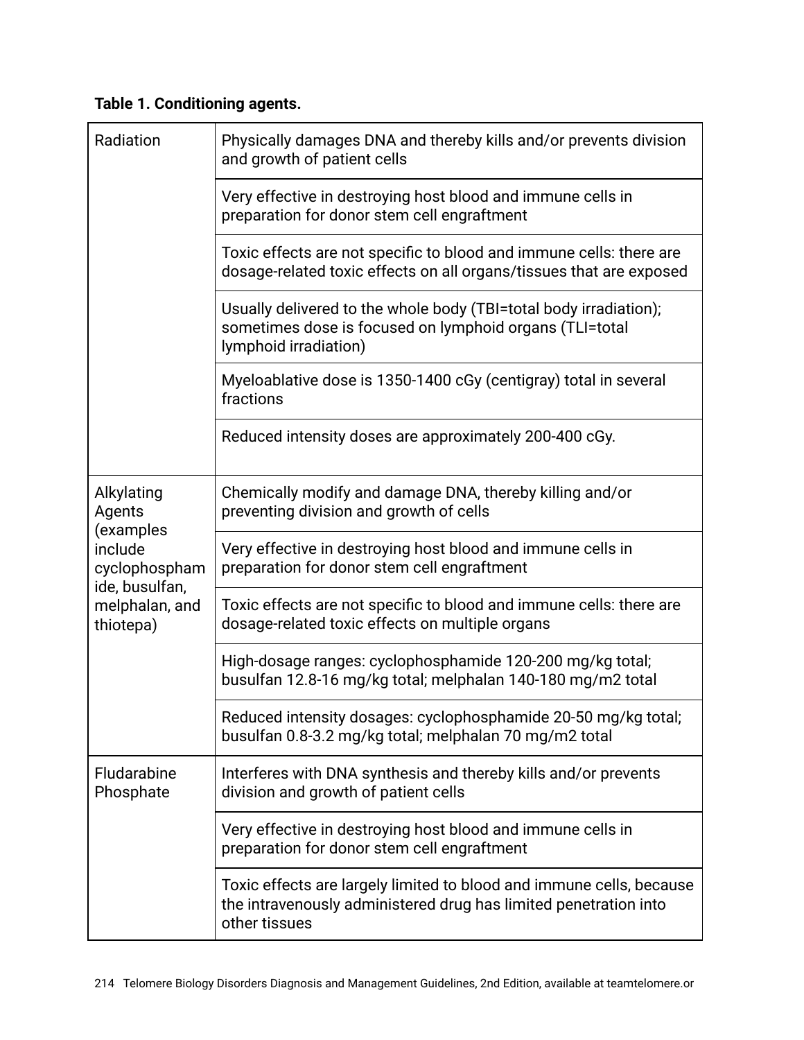**Table 1. Conditioning agents.**

| | |
|---|---|
| Radiation | Physically damages DNA and thereby kills and/or prevents division and growth of patient cells |
| | Very effective in destroying host blood and immune cells in preparation for donor stem cell engraftment |
| | Toxic effects are not specific to blood and immune cells: there are dosage-related toxic effects on all organs/tissues that are exposed |
| | Usually delivered to the whole body (TBI=total body irradiation); sometimes dose is focused on lymphoid organs (TLI=total lymphoid irradiation) |
| | Myeloablative dose is 1350-1400 cGy (centigray) total in several fractions |
| | Reduced intensity doses are approximately 200-400 cGy. |
| Alkylating Agents (examples include cyclophosphamide, busulfan, melphalan, and thiotepa) | Chemically modify and damage DNA, thereby killing and/or preventing division and growth of cells |
| | Very effective in destroying host blood and immune cells in preparation for donor stem cell engraftment |
| | Toxic effects are not specific to blood and immune cells: there are dosage-related toxic effects on multiple organs |
| | High-dosage ranges: cyclophosphamide 120-200 mg/kg total; busulfan 12.8-16 mg/kg total; melphalan 140-180 mg/m2 total |
| | Reduced intensity dosages: cyclophosphamide 20-50 mg/kg total; busulfan 0.8-3.2 mg/kg total; melphalan 70 mg/m2 total |
| Fludarabine Phosphate | Interferes with DNA synthesis and thereby kills and/or prevents division and growth of patient cells |
| | Very effective in destroying host blood and immune cells in preparation for donor stem cell engraftment |
| | Toxic effects are largely limited to blood and immune cells, because the intravenously administered drug has limited penetration into other tissues |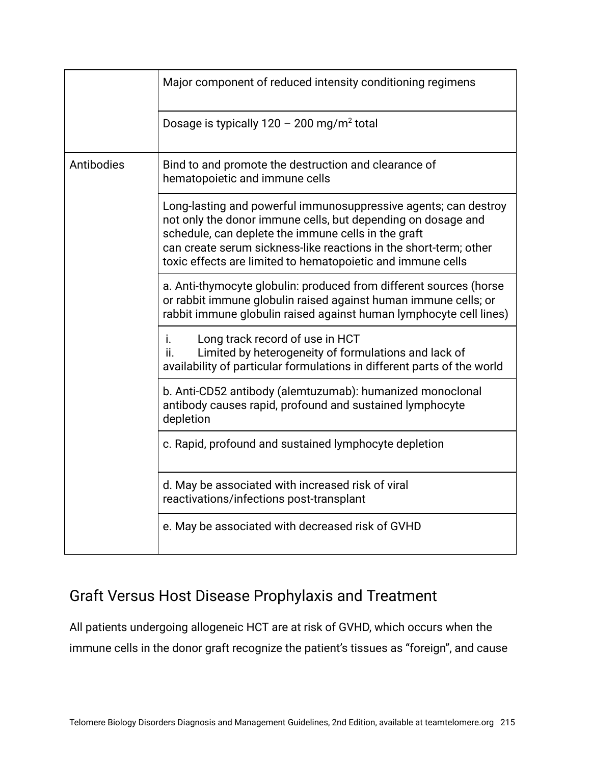| | |
|---|---|
| | Major component of reduced intensity conditioning regimens |
| | Dosage is typically 120 – 200 mg/$m^2$ total |
| Antibodies | Bind to and promote the destruction and clearance of hematopoietic and immune cells |
| | Long-lasting and powerful immunosuppressive agents; can destroy not only the donor immune cells, but depending on dosage and schedule, can deplete the immune cells in the graft can create serum sickness-like reactions in the short-term; other toxic effects are limited to hematopoietic and immune cells |
| | a. Anti-thymocyte globulin: produced from different sources (horse or rabbit immune globulin raised against human immune cells; or rabbit immune globulin raised against human lymphocyte cell lines) |
| | i. Long track record of use in HCT<br>ii. Limited by heterogeneity of formulations and lack of availability of particular formulations in different parts of the world |
| | b. Anti-CD52 antibody (alemtuzumab): humanized monoclonal antibody causes rapid, profound and sustained lymphocyte depletion |
| | c. Rapid, profound and sustained lymphocyte depletion |
| | d. May be associated with increased risk of viral reactivations/infections post-transplant |
| | e. May be associated with decreased risk of GVHD |

## Graft Versus Host Disease Prophylaxis and Treatment

All patients undergoing allogeneic HCT are at risk of GVHD, which occurs when the immune cells in the donor graft recognize the patient's tissues as "foreign", and cause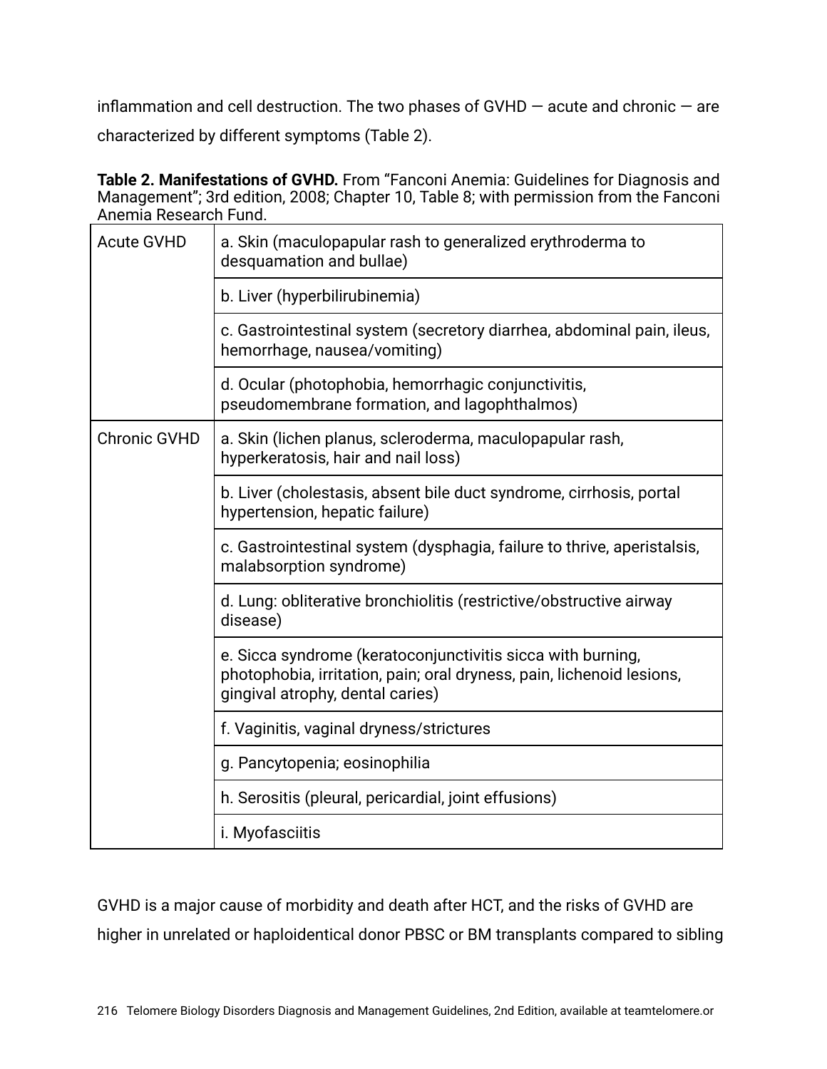inflammation and cell destruction. The two phases of GVHD — acute and chronic — are characterized by different symptoms (Table 2).

**Table 2. Manifestations of GVHD.** From "Fanconi Anemia: Guidelines for Diagnosis and Management"; 3rd edition, 2008; Chapter 10, Table 8; with permission from the Fanconi Anemia Research Fund.

| | |
|---|---|
| Acute GVHD | a. Skin (maculopapular rash to generalized erythroderma to desquamation and bullae) |
| | b. Liver (hyperbilirubinemia) |
| | c. Gastrointestinal system (secretory diarrhea, abdominal pain, ileus, hemorrhage, nausea/vomiting) |
| | d. Ocular (photophobia, hemorrhagic conjunctivitis, pseudomembrane formation, and lagophthalmos) |
| Chronic GVHD | a. Skin (lichen planus, scleroderma, maculopapular rash, hyperkeratosis, hair and nail loss) |
| | b. Liver (cholestasis, absent bile duct syndrome, cirrhosis, portal hypertension, hepatic failure) |
| | c. Gastrointestinal system (dysphagia, failure to thrive, aperistalsis, malabsorption syndrome) |
| | d. Lung: obliterative bronchiolitis (restrictive/obstructive airway disease) |
| | e. Sicca syndrome (keratoconjunctivitis sicca with burning, photophobia, irritation, pain; oral dryness, pain, lichenoid lesions, gingival atrophy, dental caries) |
| | f. Vaginitis, vaginal dryness/strictures |
| | g. Pancytopenia; eosinophilia |
| | h. Serositis (pleural, pericardial, joint effusions) |
| | i. Myofasciitis |

GVHD is a major cause of morbidity and death after HCT, and the risks of GVHD are higher in unrelated or haploidentical donor PBSC or BM transplants compared to sibling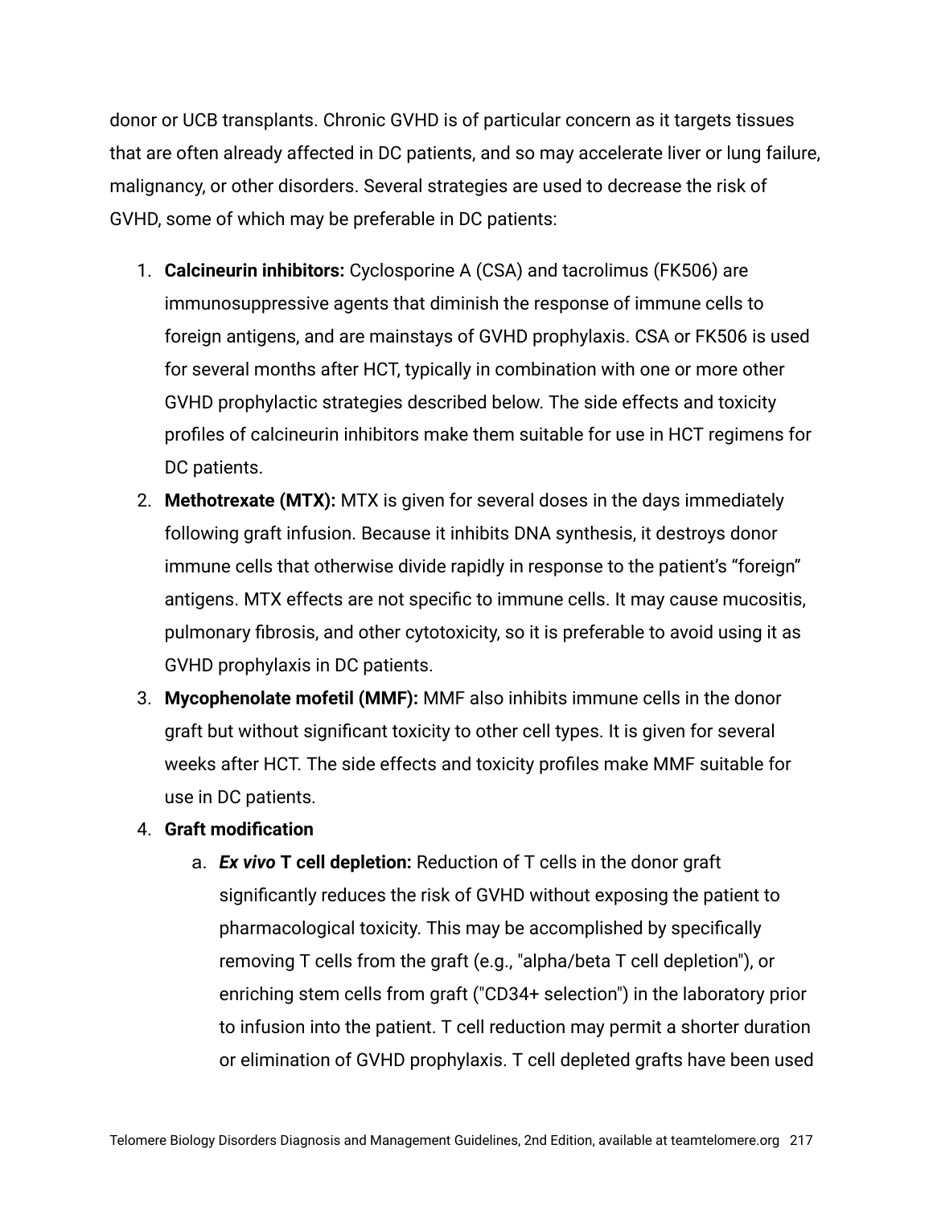donor or UCB transplants. Chronic GVHD is of particular concern as it targets tissues that are often already affected in DC patients, and so may accelerate liver or lung failure, malignancy, or other disorders. Several strategies are used to decrease the risk of GVHD, some of which may be preferable in DC patients:

1. **Calcineurin inhibitors:** Cyclosporine A (CSA) and tacrolimus (FK506) are immunosuppressive agents that diminish the response of immune cells to foreign antigens, and are mainstays of GVHD prophylaxis. CSA or FK506 is used for several months after HCT, typically in combination with one or more other GVHD prophylactic strategies described below. The side effects and toxicity profiles of calcineurin inhibitors make them suitable for use in HCT regimens for DC patients.
2. **Methotrexate (MTX):** MTX is given for several doses in the days immediately following graft infusion. Because it inhibits DNA synthesis, it destroys donor immune cells that otherwise divide rapidly in response to the patient's "foreign" antigens. MTX effects are not specific to immune cells. It may cause mucositis, pulmonary fibrosis, and other cytotoxicity, so it is preferable to avoid using it as GVHD prophylaxis in DC patients.
3. **Mycophenolate mofetil (MMF):** MMF also inhibits immune cells in the donor graft but without significant toxicity to other cell types. It is given for several weeks after HCT. The side effects and toxicity profiles make MMF suitable for use in DC patients.
4. **Graft modification**
   a. ***Ex vivo* T cell depletion:** Reduction of T cells in the donor graft significantly reduces the risk of GVHD without exposing the patient to pharmacological toxicity. This may be accomplished by specifically removing T cells from the graft (e.g., "alpha/beta T cell depletion"), or enriching stem cells from graft ("CD34+ selection") in the laboratory prior to infusion into the patient. T cell reduction may permit a shorter duration or elimination of GVHD prophylaxis. T cell depleted grafts have been used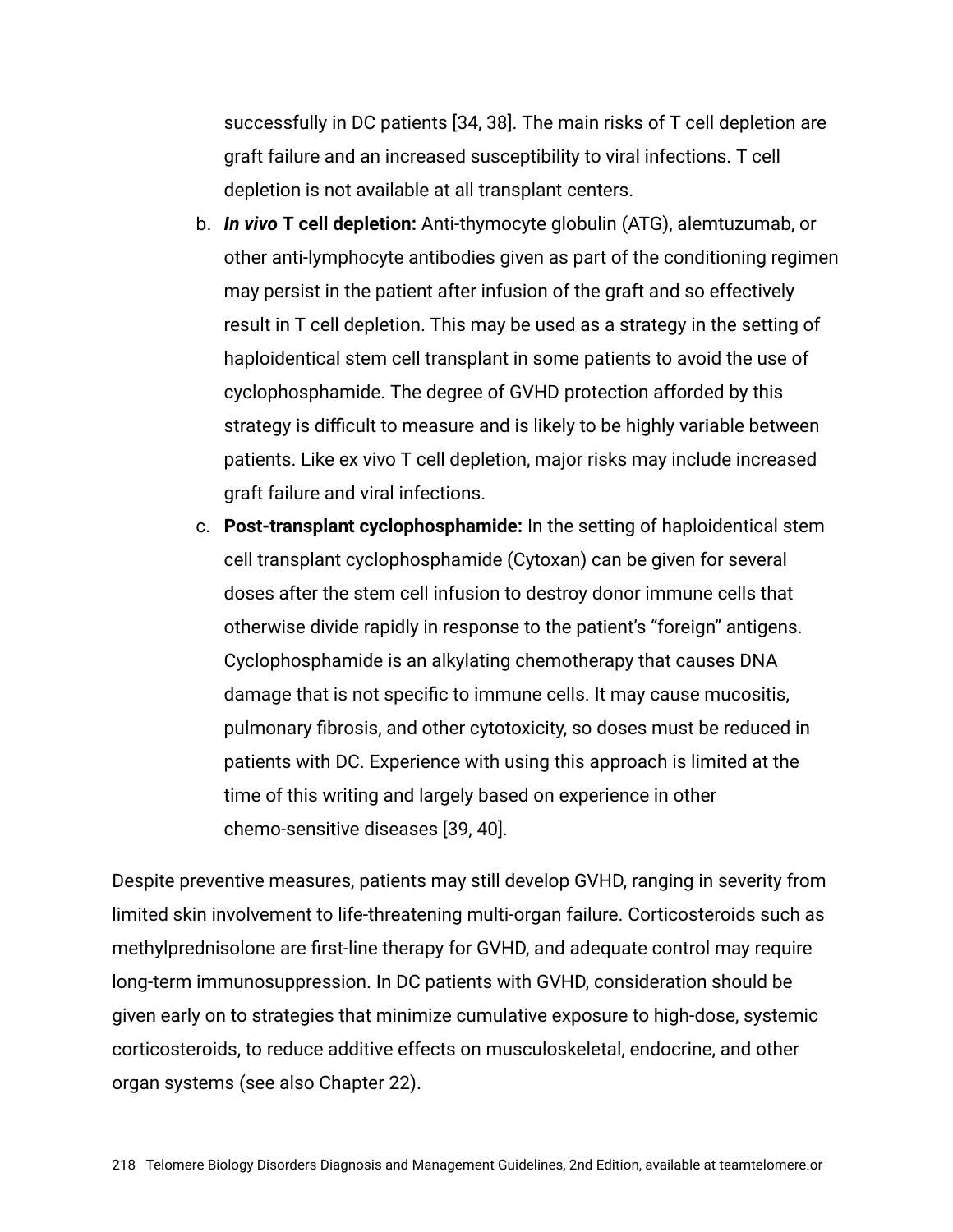successfully in DC patients [34, 38]. The main risks of T cell depletion are graft failure and an increased susceptibility to viral infections. T cell depletion is not available at all transplant centers.

b. ***In vivo*** **T cell depletion:** Anti-thymocyte globulin (ATG), alemtuzumab, or other anti-lymphocyte antibodies given as part of the conditioning regimen may persist in the patient after infusion of the graft and so effectively result in T cell depletion. This may be used as a strategy in the setting of haploidentical stem cell transplant in some patients to avoid the use of cyclophosphamide. The degree of GVHD protection afforded by this strategy is difficult to measure and is likely to be highly variable between patients. Like ex vivo T cell depletion, major risks may include increased graft failure and viral infections.

c. **Post-transplant cyclophosphamide:** In the setting of haploidentical stem cell transplant cyclophosphamide (Cytoxan) can be given for several doses after the stem cell infusion to destroy donor immune cells that otherwise divide rapidly in response to the patient's "foreign" antigens. Cyclophosphamide is an alkylating chemotherapy that causes DNA damage that is not specific to immune cells. It may cause mucositis, pulmonary fibrosis, and other cytotoxicity, so doses must be reduced in patients with DC. Experience with using this approach is limited at the time of this writing and largely based on experience in other chemo-sensitive diseases [39, 40].

Despite preventive measures, patients may still develop GVHD, ranging in severity from limited skin involvement to life-threatening multi-organ failure. Corticosteroids such as methylprednisolone are first-line therapy for GVHD, and adequate control may require long-term immunosuppression. In DC patients with GVHD, consideration should be given early on to strategies that minimize cumulative exposure to high-dose, systemic corticosteroids, to reduce additive effects on musculoskeletal, endocrine, and other organ systems (see also Chapter 22).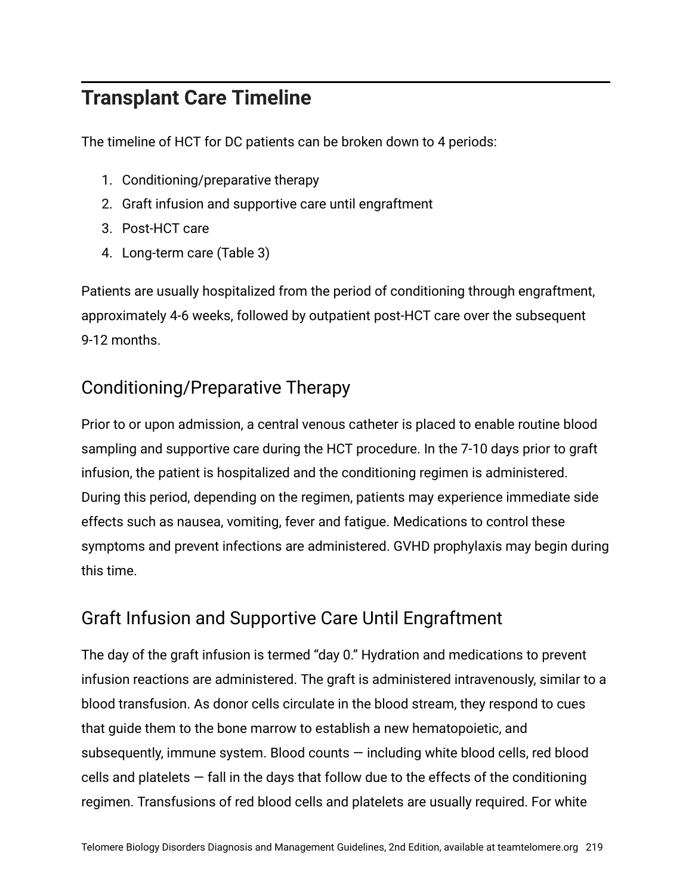## Transplant Care Timeline

The timeline of HCT for DC patients can be broken down to 4 periods:

1. Conditioning/preparative therapy
2. Graft infusion and supportive care until engraftment
3. Post-HCT care
4. Long-term care (Table 3)

Patients are usually hospitalized from the period of conditioning through engraftment, approximately 4-6 weeks, followed by outpatient post-HCT care over the subsequent 9-12 months.

### Conditioning/Preparative Therapy

Prior to or upon admission, a central venous catheter is placed to enable routine blood sampling and supportive care during the HCT procedure. In the 7-10 days prior to graft infusion, the patient is hospitalized and the conditioning regimen is administered. During this period, depending on the regimen, patients may experience immediate side effects such as nausea, vomiting, fever and fatigue. Medications to control these symptoms and prevent infections are administered. GVHD prophylaxis may begin during this time.

### Graft Infusion and Supportive Care Until Engraftment

The day of the graft infusion is termed "day 0." Hydration and medications to prevent infusion reactions are administered. The graft is administered intravenously, similar to a blood transfusion. As donor cells circulate in the blood stream, they respond to cues that guide them to the bone marrow to establish a new hematopoietic, and subsequently, immune system. Blood counts — including white blood cells, red blood cells and platelets — fall in the days that follow due to the effects of the conditioning regimen. Transfusions of red blood cells and platelets are usually required. For white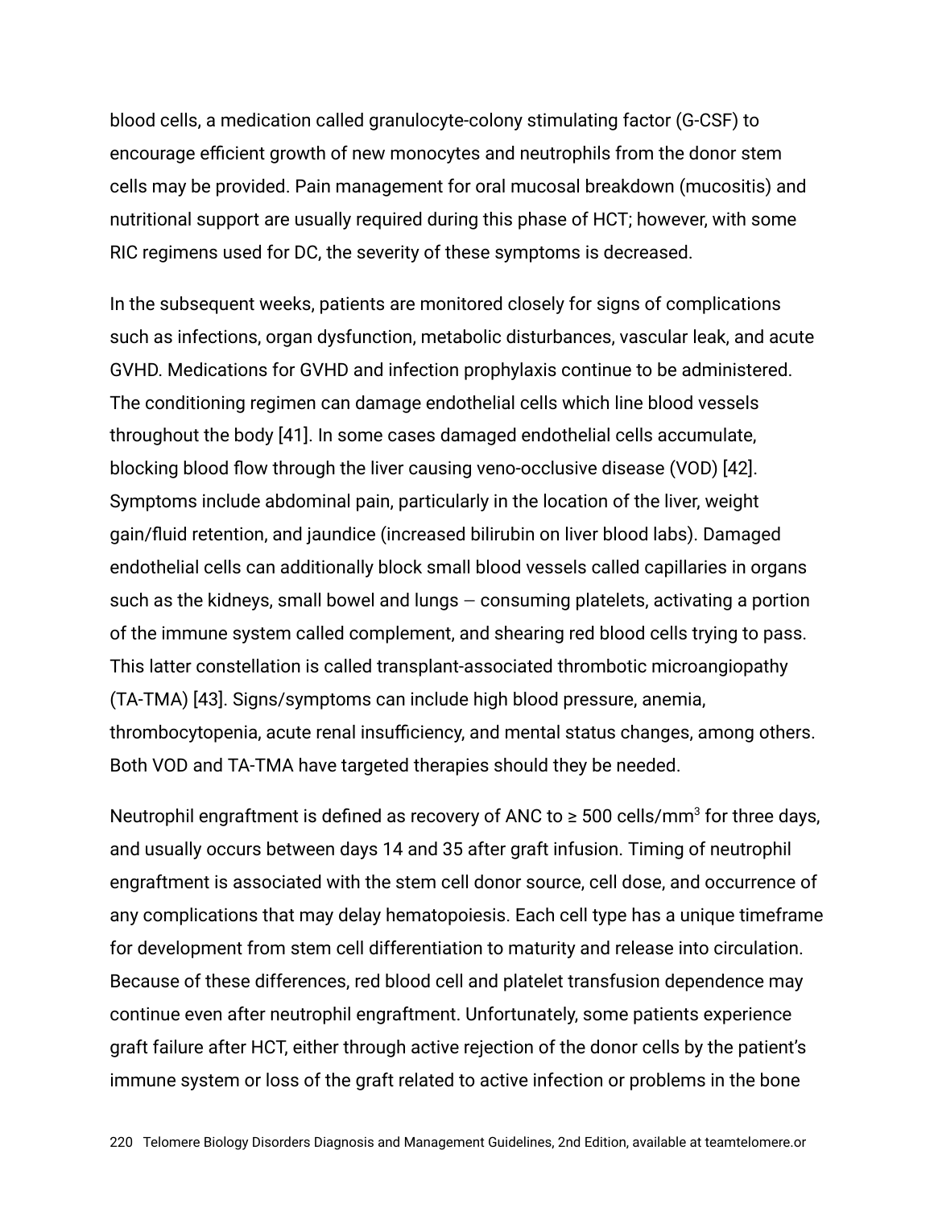blood cells, a medication called granulocyte-colony stimulating factor (G-CSF) to encourage efficient growth of new monocytes and neutrophils from the donor stem cells may be provided. Pain management for oral mucosal breakdown (mucositis) and nutritional support are usually required during this phase of HCT; however, with some RIC regimens used for DC, the severity of these symptoms is decreased.

In the subsequent weeks, patients are monitored closely for signs of complications such as infections, organ dysfunction, metabolic disturbances, vascular leak, and acute GVHD. Medications for GVHD and infection prophylaxis continue to be administered. The conditioning regimen can damage endothelial cells which line blood vessels throughout the body [41]. In some cases damaged endothelial cells accumulate, blocking blood flow through the liver causing veno-occlusive disease (VOD) [42]. Symptoms include abdominal pain, particularly in the location of the liver, weight gain/fluid retention, and jaundice (increased bilirubin on liver blood labs). Damaged endothelial cells can additionally block small blood vessels called capillaries in organs such as the kidneys, small bowel and lungs — consuming platelets, activating a portion of the immune system called complement, and shearing red blood cells trying to pass. This latter constellation is called transplant-associated thrombotic microangiopathy (TA-TMA) [43]. Signs/symptoms can include high blood pressure, anemia, thrombocytopenia, acute renal insufficiency, and mental status changes, among others. Both VOD and TA-TMA have targeted therapies should they be needed.

Neutrophil engraftment is defined as recovery of ANC to ≥ 500 cells/mm$^3$ for three days, and usually occurs between days 14 and 35 after graft infusion. Timing of neutrophil engraftment is associated with the stem cell donor source, cell dose, and occurrence of any complications that may delay hematopoiesis. Each cell type has a unique timeframe for development from stem cell differentiation to maturity and release into circulation. Because of these differences, red blood cell and platelet transfusion dependence may continue even after neutrophil engraftment. Unfortunately, some patients experience graft failure after HCT, either through active rejection of the donor cells by the patient's immune system or loss of the graft related to active infection or problems in the bone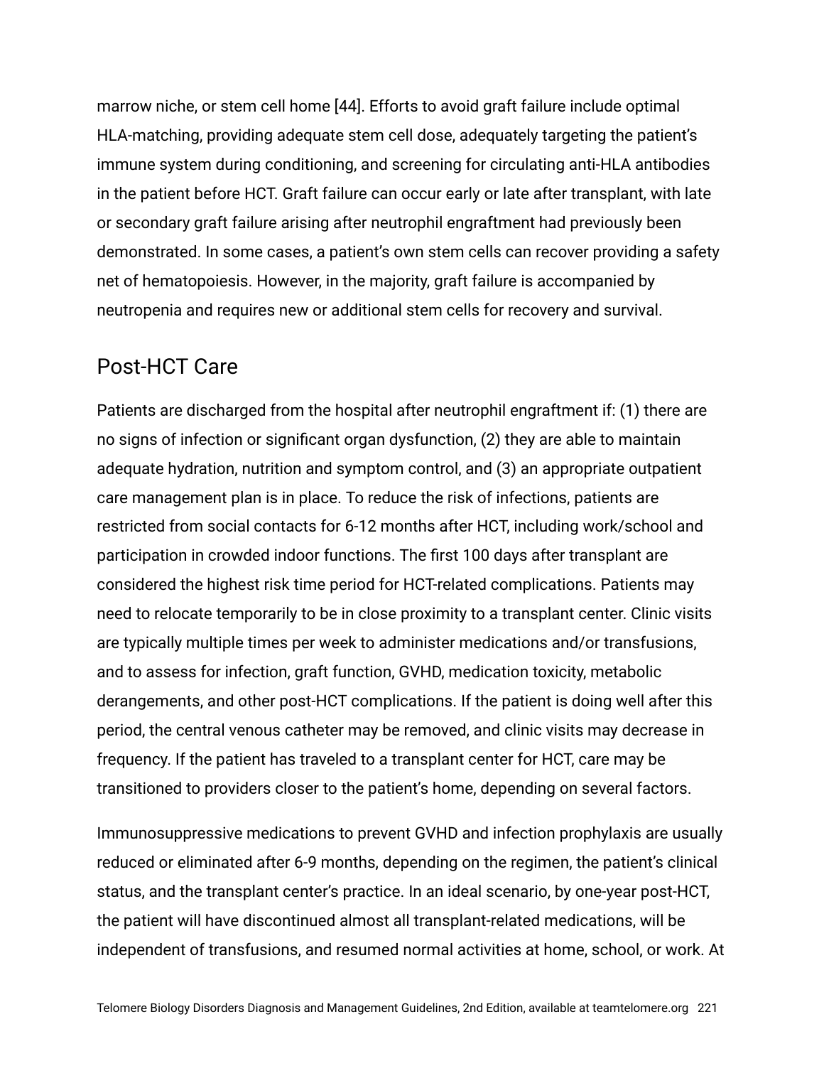marrow niche, or stem cell home [44]. Efforts to avoid graft failure include optimal HLA-matching, providing adequate stem cell dose, adequately targeting the patient's immune system during conditioning, and screening for circulating anti-HLA antibodies in the patient before HCT. Graft failure can occur early or late after transplant, with late or secondary graft failure arising after neutrophil engraftment had previously been demonstrated. In some cases, a patient's own stem cells can recover providing a safety net of hematopoiesis. However, in the majority, graft failure is accompanied by neutropenia and requires new or additional stem cells for recovery and survival.

## Post-HCT Care

Patients are discharged from the hospital after neutrophil engraftment if: (1) there are no signs of infection or significant organ dysfunction, (2) they are able to maintain adequate hydration, nutrition and symptom control, and (3) an appropriate outpatient care management plan is in place. To reduce the risk of infections, patients are restricted from social contacts for 6-12 months after HCT, including work/school and participation in crowded indoor functions. The first 100 days after transplant are considered the highest risk time period for HCT-related complications. Patients may need to relocate temporarily to be in close proximity to a transplant center. Clinic visits are typically multiple times per week to administer medications and/or transfusions, and to assess for infection, graft function, GVHD, medication toxicity, metabolic derangements, and other post-HCT complications. If the patient is doing well after this period, the central venous catheter may be removed, and clinic visits may decrease in frequency. If the patient has traveled to a transplant center for HCT, care may be transitioned to providers closer to the patient's home, depending on several factors.

Immunosuppressive medications to prevent GVHD and infection prophylaxis are usually reduced or eliminated after 6-9 months, depending on the regimen, the patient's clinical status, and the transplant center's practice. In an ideal scenario, by one-year post-HCT, the patient will have discontinued almost all transplant-related medications, will be independent of transfusions, and resumed normal activities at home, school, or work. At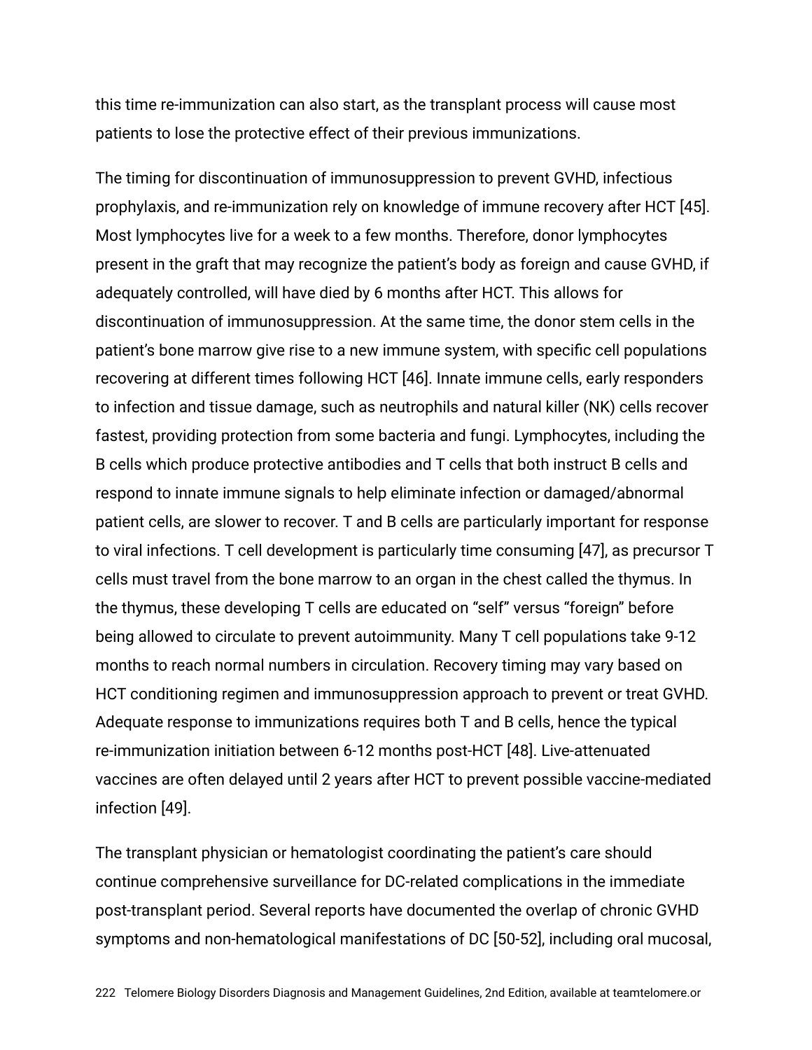this time re-immunization can also start, as the transplant process will cause most patients to lose the protective effect of their previous immunizations.

The timing for discontinuation of immunosuppression to prevent GVHD, infectious prophylaxis, and re-immunization rely on knowledge of immune recovery after HCT [45]. Most lymphocytes live for a week to a few months. Therefore, donor lymphocytes present in the graft that may recognize the patient's body as foreign and cause GVHD, if adequately controlled, will have died by 6 months after HCT. This allows for discontinuation of immunosuppression. At the same time, the donor stem cells in the patient's bone marrow give rise to a new immune system, with specific cell populations recovering at different times following HCT [46]. Innate immune cells, early responders to infection and tissue damage, such as neutrophils and natural killer (NK) cells recover fastest, providing protection from some bacteria and fungi. Lymphocytes, including the B cells which produce protective antibodies and T cells that both instruct B cells and respond to innate immune signals to help eliminate infection or damaged/abnormal patient cells, are slower to recover. T and B cells are particularly important for response to viral infections. T cell development is particularly time consuming [47], as precursor T cells must travel from the bone marrow to an organ in the chest called the thymus. In the thymus, these developing T cells are educated on "self" versus "foreign" before being allowed to circulate to prevent autoimmunity. Many T cell populations take 9-12 months to reach normal numbers in circulation. Recovery timing may vary based on HCT conditioning regimen and immunosuppression approach to prevent or treat GVHD. Adequate response to immunizations requires both T and B cells, hence the typical re-immunization initiation between 6-12 months post-HCT [48]. Live-attenuated vaccines are often delayed until 2 years after HCT to prevent possible vaccine-mediated infection [49].

The transplant physician or hematologist coordinating the patient's care should continue comprehensive surveillance for DC-related complications in the immediate post-transplant period. Several reports have documented the overlap of chronic GVHD symptoms and non-hematological manifestations of DC [50-52], including oral mucosal,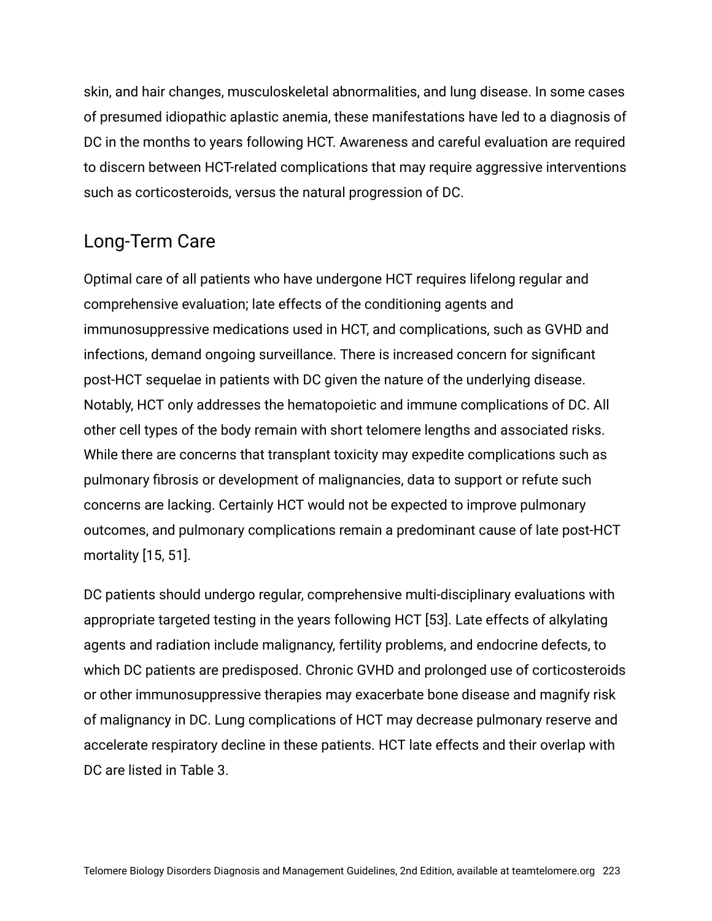skin, and hair changes, musculoskeletal abnormalities, and lung disease. In some cases of presumed idiopathic aplastic anemia, these manifestations have led to a diagnosis of DC in the months to years following HCT. Awareness and careful evaluation are required to discern between HCT-related complications that may require aggressive interventions such as corticosteroids, versus the natural progression of DC.

## Long-Term Care

Optimal care of all patients who have undergone HCT requires lifelong regular and comprehensive evaluation; late effects of the conditioning agents and immunosuppressive medications used in HCT, and complications, such as GVHD and infections, demand ongoing surveillance. There is increased concern for significant post-HCT sequelae in patients with DC given the nature of the underlying disease. Notably, HCT only addresses the hematopoietic and immune complications of DC. All other cell types of the body remain with short telomere lengths and associated risks. While there are concerns that transplant toxicity may expedite complications such as pulmonary fibrosis or development of malignancies, data to support or refute such concerns are lacking. Certainly HCT would not be expected to improve pulmonary outcomes, and pulmonary complications remain a predominant cause of late post-HCT mortality [15, 51].

DC patients should undergo regular, comprehensive multi-disciplinary evaluations with appropriate targeted testing in the years following HCT [53]. Late effects of alkylating agents and radiation include malignancy, fertility problems, and endocrine defects, to which DC patients are predisposed. Chronic GVHD and prolonged use of corticosteroids or other immunosuppressive therapies may exacerbate bone disease and magnify risk of malignancy in DC. Lung complications of HCT may decrease pulmonary reserve and accelerate respiratory decline in these patients. HCT late effects and their overlap with DC are listed in Table 3.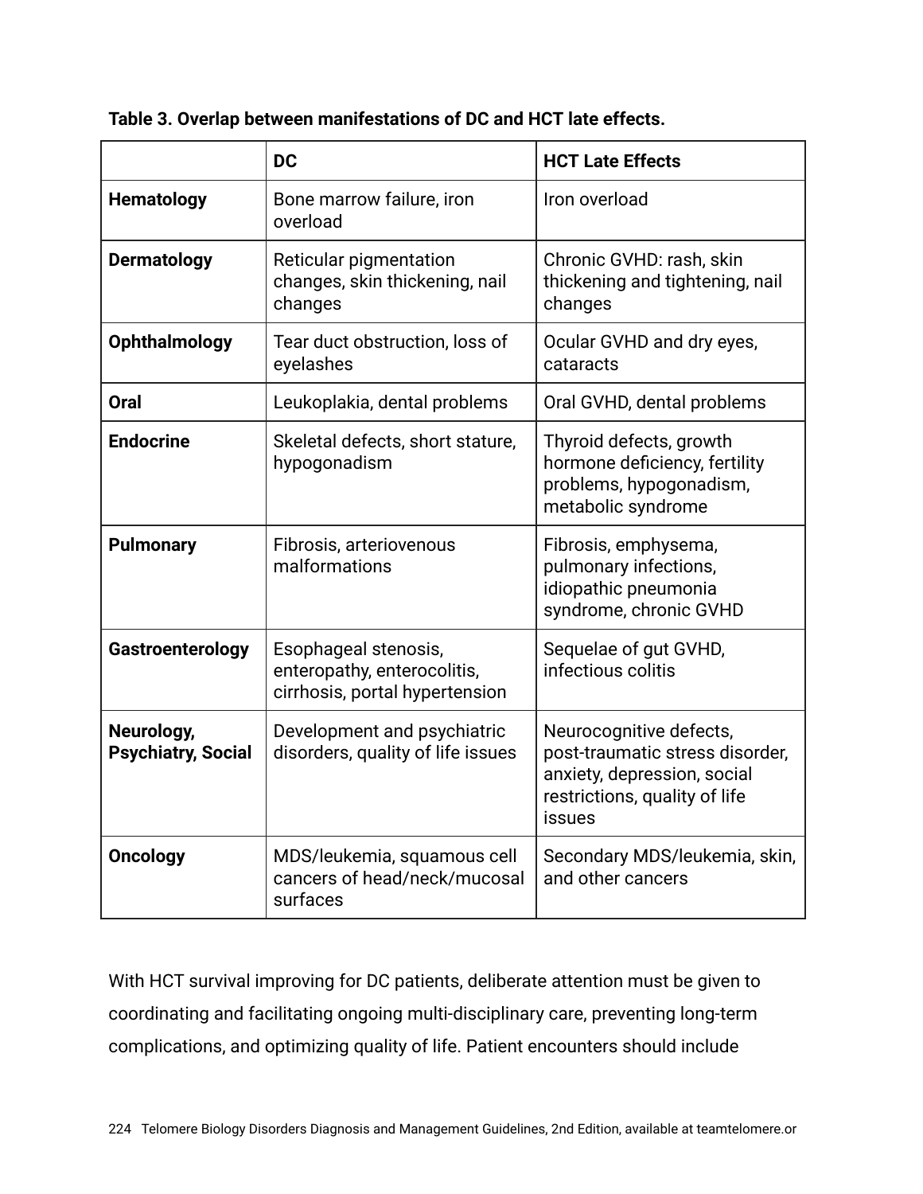**Table 3. Overlap between manifestations of DC and HCT late effects.**

| | DC | HCT Late Effects |
|---|---|---|
| **Hematology** | Bone marrow failure, iron overload | Iron overload |
| **Dermatology** | Reticular pigmentation changes, skin thickening, nail changes | Chronic GVHD: rash, skin thickening and tightening, nail changes |
| **Ophthalmology** | Tear duct obstruction, loss of eyelashes | Ocular GVHD and dry eyes, cataracts |
| **Oral** | Leukoplakia, dental problems | Oral GVHD, dental problems |
| **Endocrine** | Skeletal defects, short stature, hypogonadism | Thyroid defects, growth hormone deficiency, fertility problems, hypogonadism, metabolic syndrome |
| **Pulmonary** | Fibrosis, arteriovenous malformations | Fibrosis, emphysema, pulmonary infections, idiopathic pneumonia syndrome, chronic GVHD |
| **Gastroenterology** | Esophageal stenosis, enteropathy, enterocolitis, cirrhosis, portal hypertension | Sequelae of gut GVHD, infectious colitis |
| **Neurology, Psychiatry, Social** | Development and psychiatric disorders, quality of life issues | Neurocognitive defects, post-traumatic stress disorder, anxiety, depression, social restrictions, quality of life issues |
| **Oncology** | MDS/leukemia, squamous cell cancers of head/neck/mucosal surfaces | Secondary MDS/leukemia, skin, and other cancers |

With HCT survival improving for DC patients, deliberate attention must be given to coordinating and facilitating ongoing multi-disciplinary care, preventing long-term complications, and optimizing quality of life. Patient encounters should include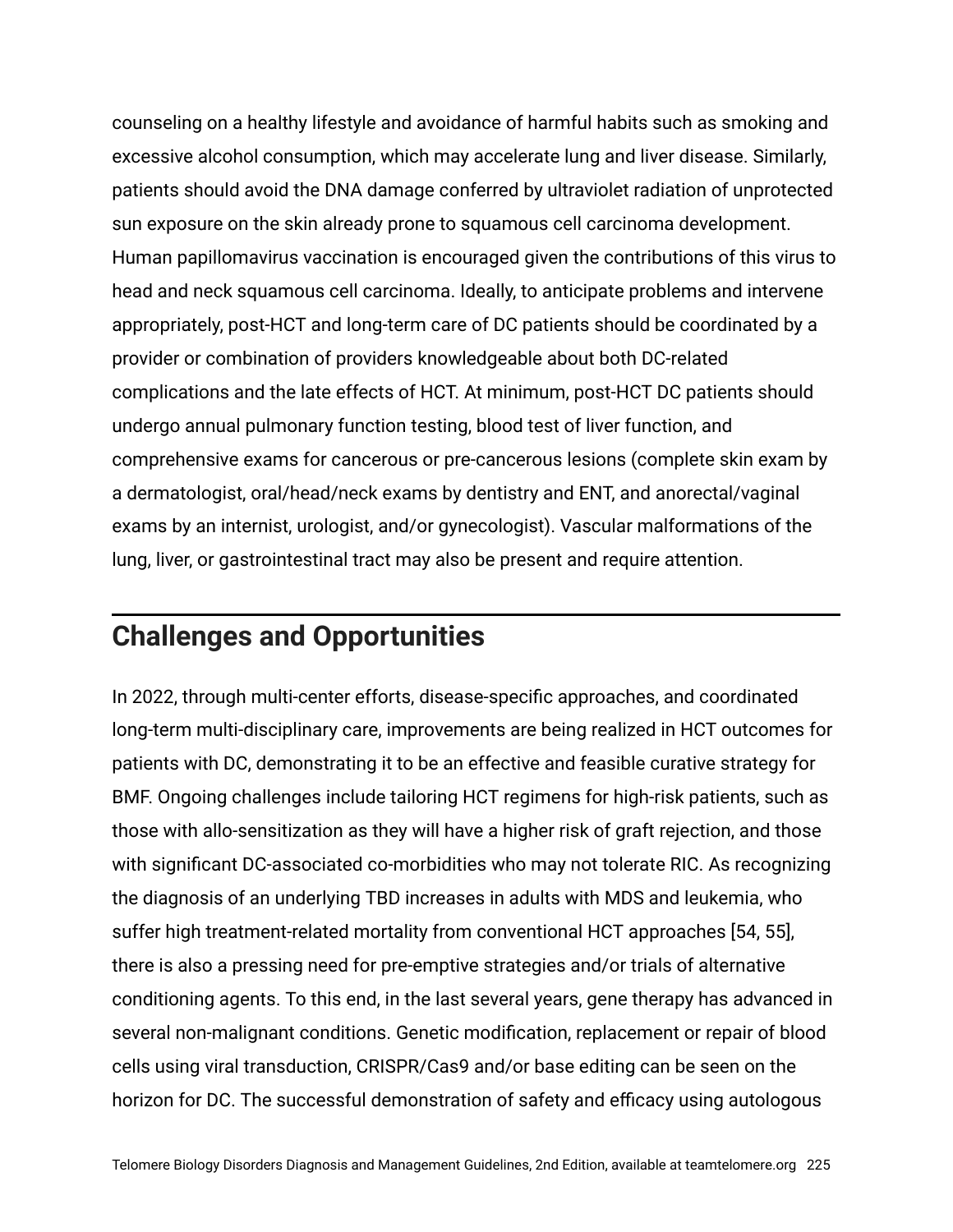counseling on a healthy lifestyle and avoidance of harmful habits such as smoking and excessive alcohol consumption, which may accelerate lung and liver disease. Similarly, patients should avoid the DNA damage conferred by ultraviolet radiation of unprotected sun exposure on the skin already prone to squamous cell carcinoma development. Human papillomavirus vaccination is encouraged given the contributions of this virus to head and neck squamous cell carcinoma. Ideally, to anticipate problems and intervene appropriately, post-HCT and long-term care of DC patients should be coordinated by a provider or combination of providers knowledgeable about both DC-related complications and the late effects of HCT. At minimum, post-HCT DC patients should undergo annual pulmonary function testing, blood test of liver function, and comprehensive exams for cancerous or pre-cancerous lesions (complete skin exam by a dermatologist, oral/head/neck exams by dentistry and ENT, and anorectal/vaginal exams by an internist, urologist, and/or gynecologist). Vascular malformations of the lung, liver, or gastrointestinal tract may also be present and require attention.

## Challenges and Opportunities

In 2022, through multi-center efforts, disease-specific approaches, and coordinated long-term multi-disciplinary care, improvements are being realized in HCT outcomes for patients with DC, demonstrating it to be an effective and feasible curative strategy for BMF. Ongoing challenges include tailoring HCT regimens for high-risk patients, such as those with allo-sensitization as they will have a higher risk of graft rejection, and those with significant DC-associated co-morbidities who may not tolerate RIC. As recognizing the diagnosis of an underlying TBD increases in adults with MDS and leukemia, who suffer high treatment-related mortality from conventional HCT approaches [54, 55], there is also a pressing need for pre-emptive strategies and/or trials of alternative conditioning agents. To this end, in the last several years, gene therapy has advanced in several non-malignant conditions. Genetic modification, replacement or repair of blood cells using viral transduction, CRISPR/Cas9 and/or base editing can be seen on the horizon for DC. The successful demonstration of safety and efficacy using autologous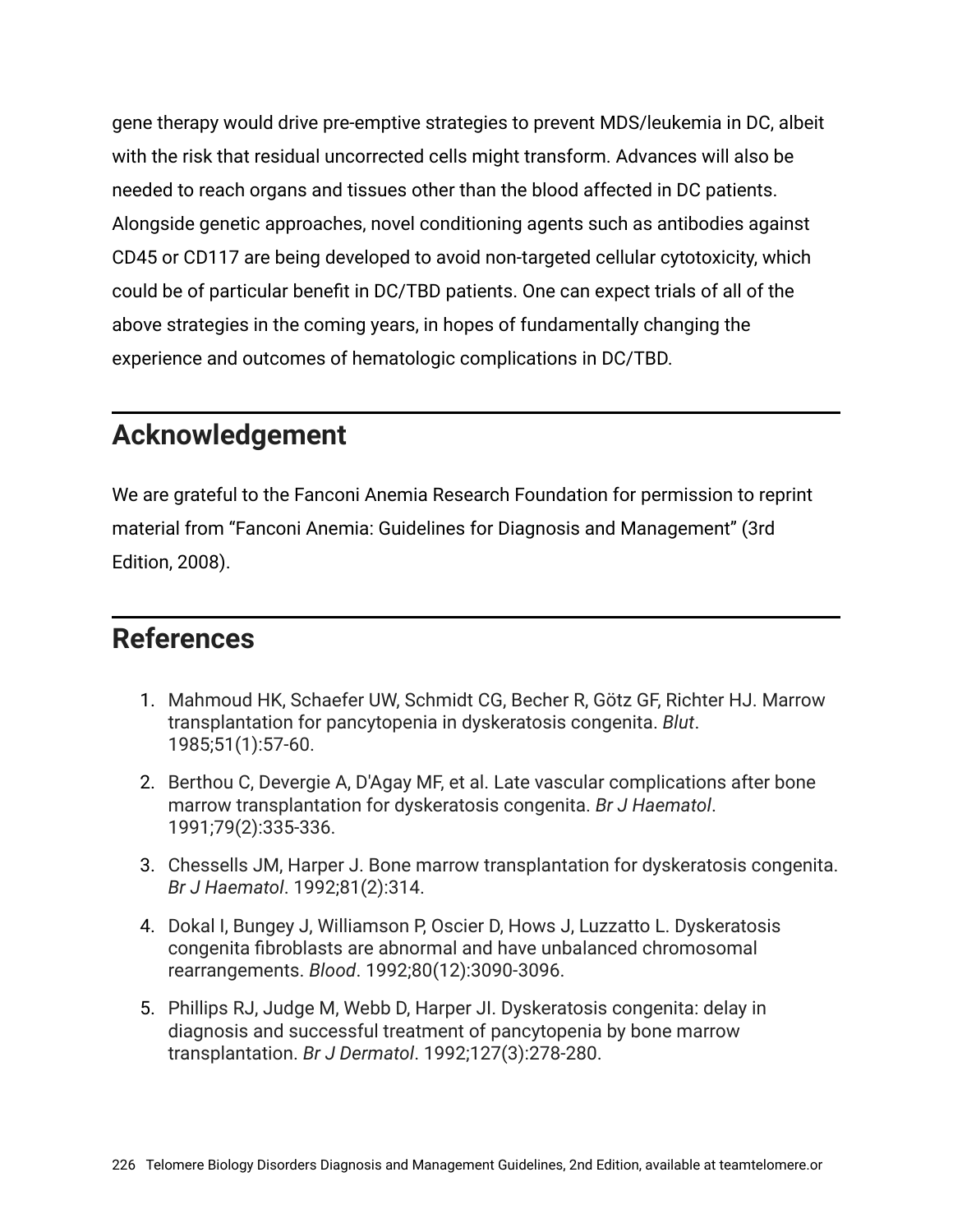gene therapy would drive pre-emptive strategies to prevent MDS/leukemia in DC, albeit with the risk that residual uncorrected cells might transform. Advances will also be needed to reach organs and tissues other than the blood affected in DC patients. Alongside genetic approaches, novel conditioning agents such as antibodies against CD45 or CD117 are being developed to avoid non-targeted cellular cytotoxicity, which could be of particular benefit in DC/TBD patients. One can expect trials of all of the above strategies in the coming years, in hopes of fundamentally changing the experience and outcomes of hematologic complications in DC/TBD.

## Acknowledgement

We are grateful to the Fanconi Anemia Research Foundation for permission to reprint material from "Fanconi Anemia: Guidelines for Diagnosis and Management" (3rd Edition, 2008).

## References

1. Mahmoud HK, Schaefer UW, Schmidt CG, Becher R, Götz GF, Richter HJ. Marrow transplantation for pancytopenia in dyskeratosis congenita. *Blut*. 1985;51(1):57-60.
2. Berthou C, Devergie A, D'Agay MF, et al. Late vascular complications after bone marrow transplantation for dyskeratosis congenita. *Br J Haematol*. 1991;79(2):335-336.
3. Chessells JM, Harper J. Bone marrow transplantation for dyskeratosis congenita. *Br J Haematol*. 1992;81(2):314.
4. Dokal I, Bungey J, Williamson P, Oscier D, Hows J, Luzzatto L. Dyskeratosis congenita fibroblasts are abnormal and have unbalanced chromosomal rearrangements. *Blood*. 1992;80(12):3090-3096.
5. Phillips RJ, Judge M, Webb D, Harper JI. Dyskeratosis congenita: delay in diagnosis and successful treatment of pancytopenia by bone marrow transplantation. *Br J Dermatol*. 1992;127(3):278-280.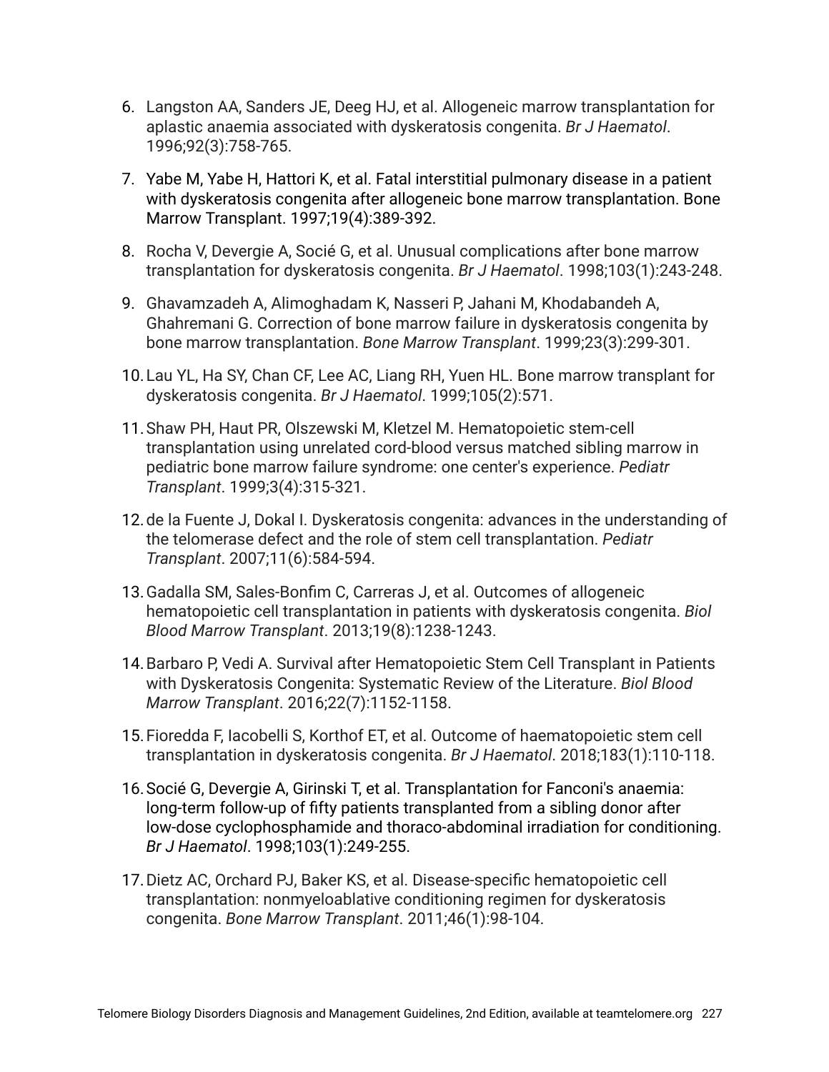6. Langston AA, Sanders JE, Deeg HJ, et al. Allogeneic marrow transplantation for aplastic anaemia associated with dyskeratosis congenita. *Br J Haematol*. 1996;92(3):758-765.
7. Yabe M, Yabe H, Hattori K, et al. Fatal interstitial pulmonary disease in a patient with dyskeratosis congenita after allogeneic bone marrow transplantation. Bone Marrow Transplant. 1997;19(4):389-392.
8. Rocha V, Devergie A, Socié G, et al. Unusual complications after bone marrow transplantation for dyskeratosis congenita. *Br J Haematol*. 1998;103(1):243-248.
9. Ghavamzadeh A, Alimoghadam K, Nasseri P, Jahani M, Khodabandeh A, Ghahremani G. Correction of bone marrow failure in dyskeratosis congenita by bone marrow transplantation. *Bone Marrow Transplant*. 1999;23(3):299-301.
10. Lau YL, Ha SY, Chan CF, Lee AC, Liang RH, Yuen HL. Bone marrow transplant for dyskeratosis congenita. *Br J Haematol*. 1999;105(2):571.
11. Shaw PH, Haut PR, Olszewski M, Kletzel M. Hematopoietic stem-cell transplantation using unrelated cord-blood versus matched sibling marrow in pediatric bone marrow failure syndrome: one center's experience. *Pediatr Transplant*. 1999;3(4):315-321.
12. de la Fuente J, Dokal I. Dyskeratosis congenita: advances in the understanding of the telomerase defect and the role of stem cell transplantation. *Pediatr Transplant*. 2007;11(6):584-594.
13. Gadalla SM, Sales-Bonfim C, Carreras J, et al. Outcomes of allogeneic hematopoietic cell transplantation in patients with dyskeratosis congenita. *Biol Blood Marrow Transplant*. 2013;19(8):1238-1243.
14. Barbaro P, Vedi A. Survival after Hematopoietic Stem Cell Transplant in Patients with Dyskeratosis Congenita: Systematic Review of the Literature. *Biol Blood Marrow Transplant*. 2016;22(7):1152-1158.
15. Fioredda F, Iacobelli S, Korthof ET, et al. Outcome of haematopoietic stem cell transplantation in dyskeratosis congenita. *Br J Haematol*. 2018;183(1):110-118.
16. Socié G, Devergie A, Girinski T, et al. Transplantation for Fanconi's anaemia: long-term follow-up of fifty patients transplanted from a sibling donor after low-dose cyclophosphamide and thoraco-abdominal irradiation for conditioning. *Br J Haematol*. 1998;103(1):249-255.
17. Dietz AC, Orchard PJ, Baker KS, et al. Disease-specific hematopoietic cell transplantation: nonmyeloablative conditioning regimen for dyskeratosis congenita. *Bone Marrow Transplant*. 2011;46(1):98-104.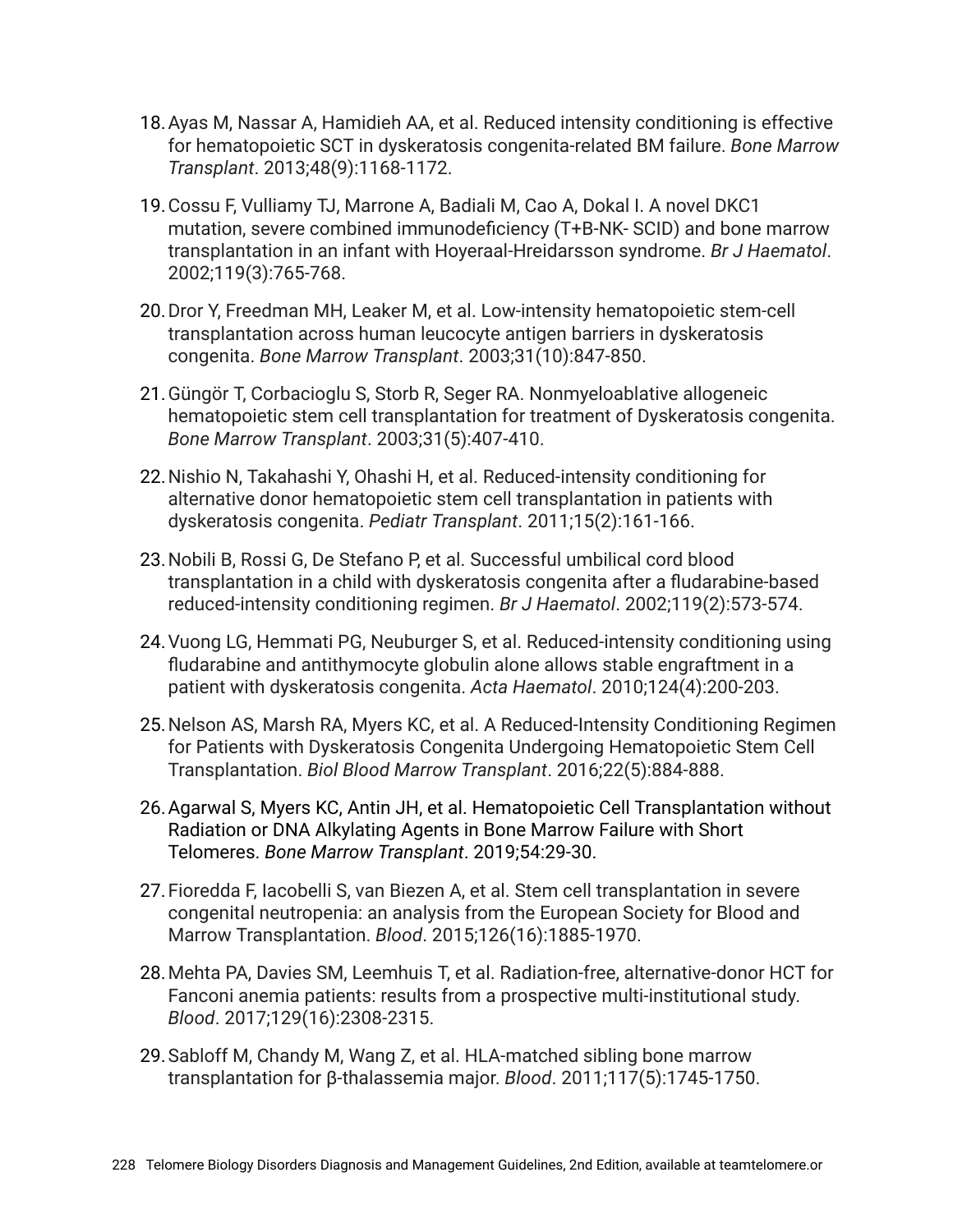18. Ayas M, Nassar A, Hamidieh AA, et al. Reduced intensity conditioning is effective for hematopoietic SCT in dyskeratosis congenita-related BM failure. *Bone Marrow Transplant*. 2013;48(9):1168-1172.

19. Cossu F, Vulliamy TJ, Marrone A, Badiali M, Cao A, Dokal I. A novel DKC1 mutation, severe combined immunodeficiency (T+B-NK- SCID) and bone marrow transplantation in an infant with Hoyeraal-Hreidarsson syndrome. *Br J Haematol*. 2002;119(3):765-768.

20. Dror Y, Freedman MH, Leaker M, et al. Low-intensity hematopoietic stem-cell transplantation across human leucocyte antigen barriers in dyskeratosis congenita. *Bone Marrow Transplant*. 2003;31(10):847-850.

21. Güngör T, Corbacioglu S, Storb R, Seger RA. Nonmyeloablative allogeneic hematopoietic stem cell transplantation for treatment of Dyskeratosis congenita. *Bone Marrow Transplant*. 2003;31(5):407-410.

22. Nishio N, Takahashi Y, Ohashi H, et al. Reduced-intensity conditioning for alternative donor hematopoietic stem cell transplantation in patients with dyskeratosis congenita. *Pediatr Transplant*. 2011;15(2):161-166.

23. Nobili B, Rossi G, De Stefano P, et al. Successful umbilical cord blood transplantation in a child with dyskeratosis congenita after a fludarabine-based reduced-intensity conditioning regimen. *Br J Haematol*. 2002;119(2):573-574.

24. Vuong LG, Hemmati PG, Neuburger S, et al. Reduced-intensity conditioning using fludarabine and antithymocyte globulin alone allows stable engraftment in a patient with dyskeratosis congenita. *Acta Haematol*. 2010;124(4):200-203.

25. Nelson AS, Marsh RA, Myers KC, et al. A Reduced-Intensity Conditioning Regimen for Patients with Dyskeratosis Congenita Undergoing Hematopoietic Stem Cell Transplantation. *Biol Blood Marrow Transplant*. 2016;22(5):884-888.

26. Agarwal S, Myers KC, Antin JH, et al. Hematopoietic Cell Transplantation without Radiation or DNA Alkylating Agents in Bone Marrow Failure with Short Telomeres. *Bone Marrow Transplant*. 2019;54:29-30.

27. Fioredda F, Iacobelli S, van Biezen A, et al. Stem cell transplantation in severe congenital neutropenia: an analysis from the European Society for Blood and Marrow Transplantation. *Blood*. 2015;126(16):1885-1970.

28. Mehta PA, Davies SM, Leemhuis T, et al. Radiation-free, alternative-donor HCT for Fanconi anemia patients: results from a prospective multi-institutional study. *Blood*. 2017;129(16):2308-2315.

29. Sabloff M, Chandy M, Wang Z, et al. HLA-matched sibling bone marrow transplantation for β-thalassemia major. *Blood*. 2011;117(5):1745-1750.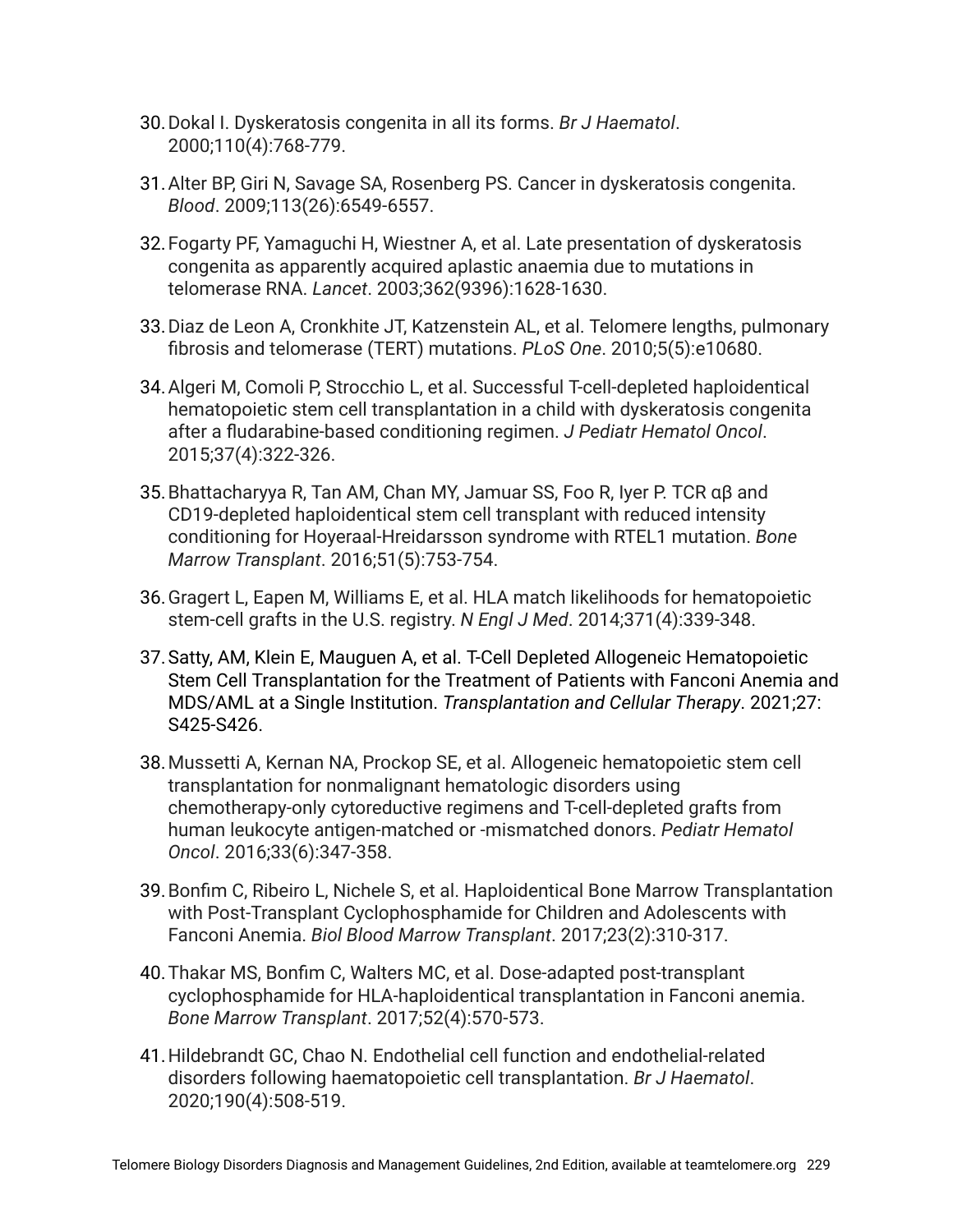30. Dokal I. Dyskeratosis congenita in all its forms. *Br J Haematol*. 2000;110(4):768-779.

31. Alter BP, Giri N, Savage SA, Rosenberg PS. Cancer in dyskeratosis congenita. *Blood*. 2009;113(26):6549-6557.

32. Fogarty PF, Yamaguchi H, Wiestner A, et al. Late presentation of dyskeratosis congenita as apparently acquired aplastic anaemia due to mutations in telomerase RNA. *Lancet*. 2003;362(9396):1628-1630.

33. Diaz de Leon A, Cronkhite JT, Katzenstein AL, et al. Telomere lengths, pulmonary fibrosis and telomerase (TERT) mutations. *PLoS One*. 2010;5(5):e10680.

34. Algeri M, Comoli P, Strocchio L, et al. Successful T-cell-depleted haploidentical hematopoietic stem cell transplantation in a child with dyskeratosis congenita after a fludarabine-based conditioning regimen. *J Pediatr Hematol Oncol*. 2015;37(4):322-326.

35. Bhattacharyya R, Tan AM, Chan MY, Jamuar SS, Foo R, Iyer P. TCR αβ and CD19-depleted haploidentical stem cell transplant with reduced intensity conditioning for Hoyeraal-Hreidarsson syndrome with RTEL1 mutation. *Bone Marrow Transplant*. 2016;51(5):753-754.

36. Gragert L, Eapen M, Williams E, et al. HLA match likelihoods for hematopoietic stem-cell grafts in the U.S. registry. *N Engl J Med*. 2014;371(4):339-348.

37. Satty, AM, Klein E, Mauguen A, et al. T-Cell Depleted Allogeneic Hematopoietic Stem Cell Transplantation for the Treatment of Patients with Fanconi Anemia and MDS/AML at a Single Institution. *Transplantation and Cellular Therapy*. 2021;27: S425-S426.

38. Mussetti A, Kernan NA, Prockop SE, et al. Allogeneic hematopoietic stem cell transplantation for nonmalignant hematologic disorders using chemotherapy-only cytoreductive regimens and T-cell-depleted grafts from human leukocyte antigen-matched or -mismatched donors. *Pediatr Hematol Oncol*. 2016;33(6):347-358.

39. Bonfim C, Ribeiro L, Nichele S, et al. Haploidentical Bone Marrow Transplantation with Post-Transplant Cyclophosphamide for Children and Adolescents with Fanconi Anemia. *Biol Blood Marrow Transplant*. 2017;23(2):310-317.

40. Thakar MS, Bonfim C, Walters MC, et al. Dose-adapted post-transplant cyclophosphamide for HLA-haploidentical transplantation in Fanconi anemia. *Bone Marrow Transplant*. 2017;52(4):570-573.

41. Hildebrandt GC, Chao N. Endothelial cell function and endothelial-related disorders following haematopoietic cell transplantation. *Br J Haematol*. 2020;190(4):508-519.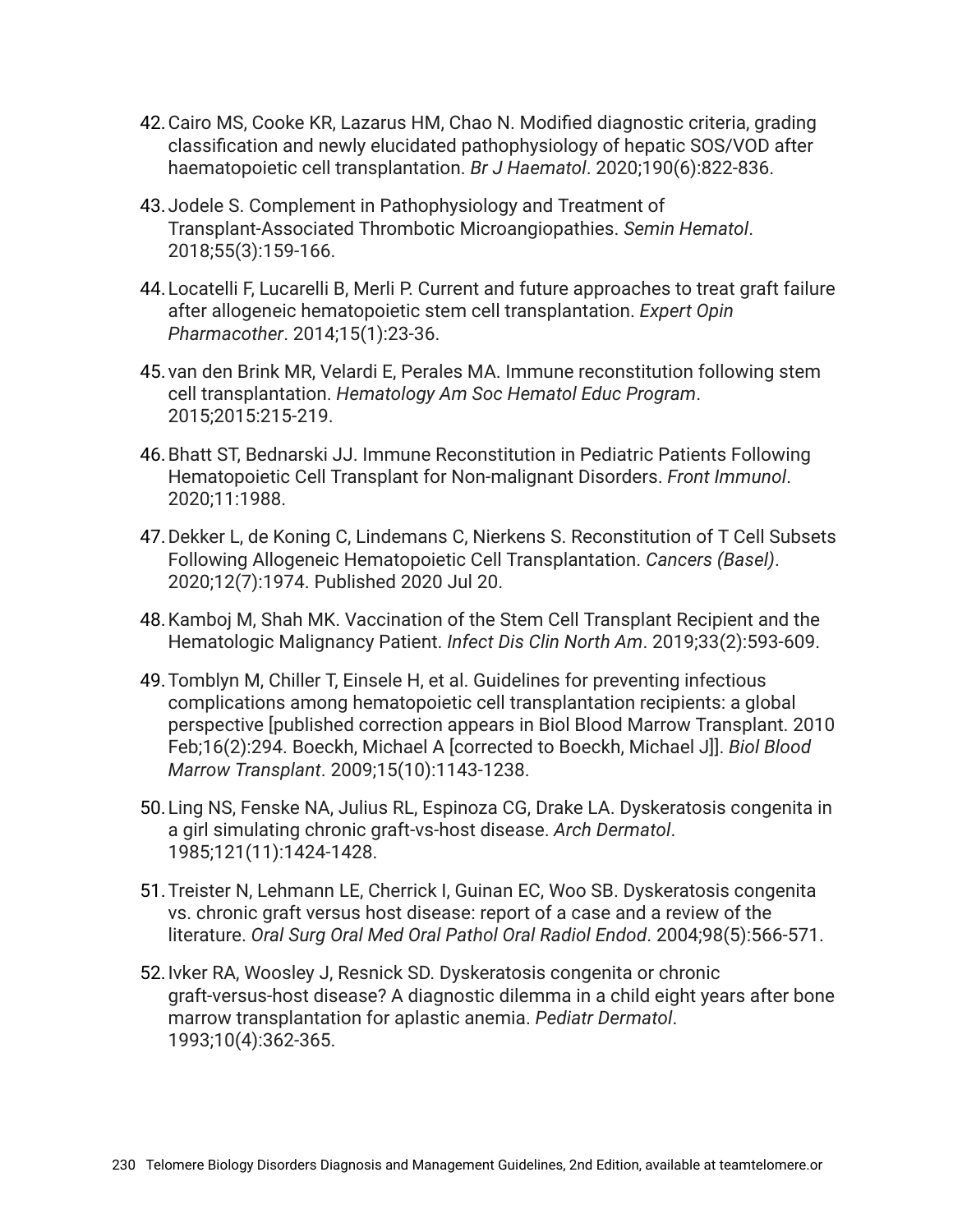42. Cairo MS, Cooke KR, Lazarus HM, Chao N. Modified diagnostic criteria, grading classification and newly elucidated pathophysiology of hepatic SOS/VOD after haematopoietic cell transplantation. *Br J Haematol*. 2020;190(6):822-836.

43. Jodele S. Complement in Pathophysiology and Treatment of Transplant-Associated Thrombotic Microangiopathies. *Semin Hematol*. 2018;55(3):159-166.

44. Locatelli F, Lucarelli B, Merli P. Current and future approaches to treat graft failure after allogeneic hematopoietic stem cell transplantation. *Expert Opin Pharmacother*. 2014;15(1):23-36.

45. van den Brink MR, Velardi E, Perales MA. Immune reconstitution following stem cell transplantation. *Hematology Am Soc Hematol Educ Program*. 2015;2015:215-219.

46. Bhatt ST, Bednarski JJ. Immune Reconstitution in Pediatric Patients Following Hematopoietic Cell Transplant for Non-malignant Disorders. *Front Immunol*. 2020;11:1988.

47. Dekker L, de Koning C, Lindemans C, Nierkens S. Reconstitution of T Cell Subsets Following Allogeneic Hematopoietic Cell Transplantation. *Cancers (Basel)*. 2020;12(7):1974. Published 2020 Jul 20.

48. Kamboj M, Shah MK. Vaccination of the Stem Cell Transplant Recipient and the Hematologic Malignancy Patient. *Infect Dis Clin North Am*. 2019;33(2):593-609.

49. Tomblyn M, Chiller T, Einsele H, et al. Guidelines for preventing infectious complications among hematopoietic cell transplantation recipients: a global perspective [published correction appears in Biol Blood Marrow Transplant. 2010 Feb;16(2):294. Boeckh, Michael A [corrected to Boeckh, Michael J]]. *Biol Blood Marrow Transplant*. 2009;15(10):1143-1238.

50. Ling NS, Fenske NA, Julius RL, Espinoza CG, Drake LA. Dyskeratosis congenita in a girl simulating chronic graft-vs-host disease. *Arch Dermatol*. 1985;121(11):1424-1428.

51. Treister N, Lehmann LE, Cherrick I, Guinan EC, Woo SB. Dyskeratosis congenita vs. chronic graft versus host disease: report of a case and a review of the literature. *Oral Surg Oral Med Oral Pathol Oral Radiol Endod*. 2004;98(5):566-571.

52. Ivker RA, Woosley J, Resnick SD. Dyskeratosis congenita or chronic graft-versus-host disease? A diagnostic dilemma in a child eight years after bone marrow transplantation for aplastic anemia. *Pediatr Dermatol*. 1993;10(4):362-365.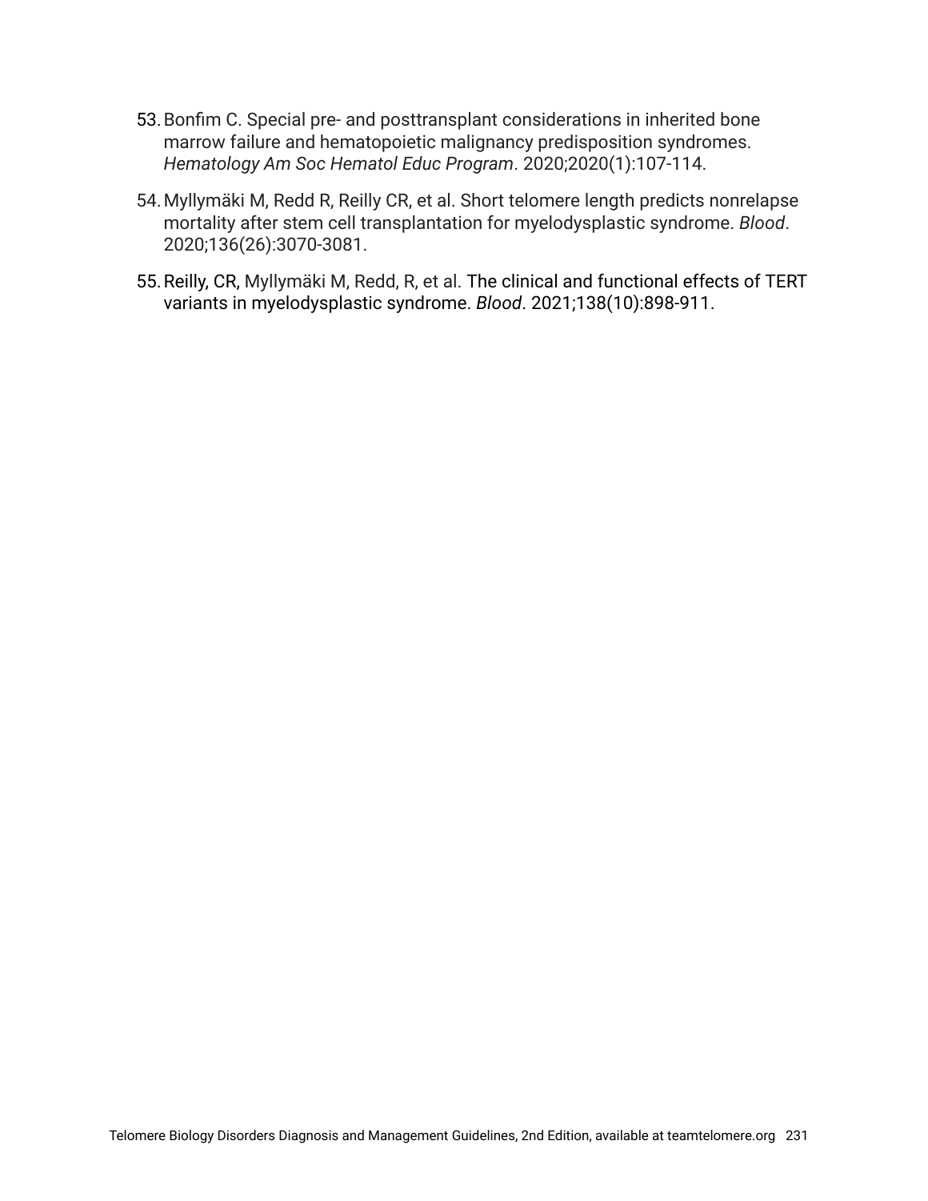53. Bonfim C. Special pre- and posttransplant considerations in inherited bone marrow failure and hematopoietic malignancy predisposition syndromes. *Hematology Am Soc Hematol Educ Program*. 2020;2020(1):107-114.

54. Myllymäki M, Redd R, Reilly CR, et al. Short telomere length predicts nonrelapse mortality after stem cell transplantation for myelodysplastic syndrome. *Blood*. 2020;136(26):3070-3081.

55. Reilly, CR, Myllymäki M, Redd, R, et al. The clinical and functional effects of TERT variants in myelodysplastic syndrome. *Blood*. 2021;138(10):898-911.